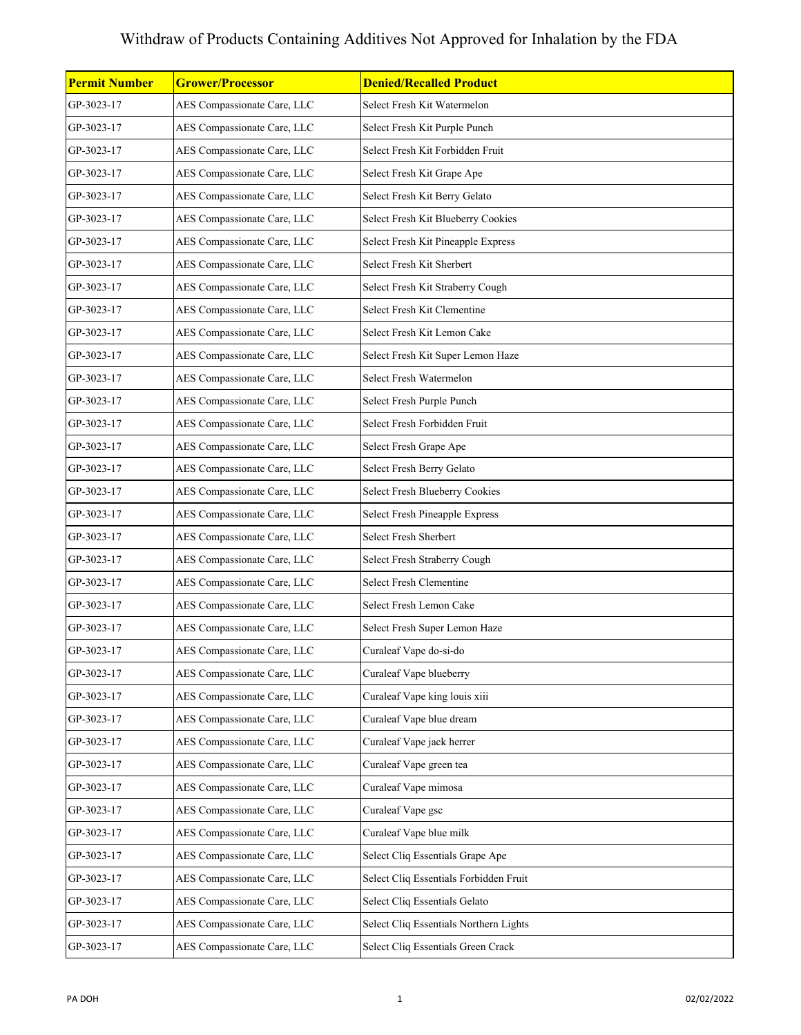# Withdraw of Products Containing Additives Not Approved for Inhalation by the FDA

| Permit Number | Grower/Processor | Denied/Recalled Product |
| --- | --- | --- |
| GP-3023-17 | AES Compassionate Care, LLC | Select Fresh Kit Watermelon |
| GP-3023-17 | AES Compassionate Care, LLC | Select Fresh Kit Purple Punch |
| GP-3023-17 | AES Compassionate Care, LLC | Select Fresh Kit Forbidden Fruit |
| GP-3023-17 | AES Compassionate Care, LLC | Select Fresh Kit Grape Ape |
| GP-3023-17 | AES Compassionate Care, LLC | Select Fresh Kit Berry Gelato |
| GP-3023-17 | AES Compassionate Care, LLC | Select Fresh Kit Blueberry Cookies |
| GP-3023-17 | AES Compassionate Care, LLC | Select Fresh Kit Pineapple Express |
| GP-3023-17 | AES Compassionate Care, LLC | Select Fresh Kit Sherbert |
| GP-3023-17 | AES Compassionate Care, LLC | Select Fresh Kit Straberry Cough |
| GP-3023-17 | AES Compassionate Care, LLC | Select Fresh Kit Clementine |
| GP-3023-17 | AES Compassionate Care, LLC | Select Fresh Kit Lemon Cake |
| GP-3023-17 | AES Compassionate Care, LLC | Select Fresh Kit Super Lemon Haze |
| GP-3023-17 | AES Compassionate Care, LLC | Select Fresh Watermelon |
| GP-3023-17 | AES Compassionate Care, LLC | Select Fresh Purple Punch |
| GP-3023-17 | AES Compassionate Care, LLC | Select Fresh Forbidden Fruit |
| GP-3023-17 | AES Compassionate Care, LLC | Select Fresh Grape Ape |
| GP-3023-17 | AES Compassionate Care, LLC | Select Fresh Berry Gelato |
| GP-3023-17 | AES Compassionate Care, LLC | Select Fresh Blueberry Cookies |
| GP-3023-17 | AES Compassionate Care, LLC | Select Fresh Pineapple Express |
| GP-3023-17 | AES Compassionate Care, LLC | Select Fresh Sherbert |
| GP-3023-17 | AES Compassionate Care, LLC | Select Fresh Straberry Cough |
| GP-3023-17 | AES Compassionate Care, LLC | Select Fresh Clementine |
| GP-3023-17 | AES Compassionate Care, LLC | Select Fresh Lemon Cake |
| GP-3023-17 | AES Compassionate Care, LLC | Select Fresh Super Lemon Haze |
| GP-3023-17 | AES Compassionate Care, LLC | Curaleaf Vape do-si-do |
| GP-3023-17 | AES Compassionate Care, LLC | Curaleaf Vape blueberry |
| GP-3023-17 | AES Compassionate Care, LLC | Curaleaf Vape king louis xiii |
| GP-3023-17 | AES Compassionate Care, LLC | Curaleaf Vape blue dream |
| GP-3023-17 | AES Compassionate Care, LLC | Curaleaf Vape jack herrer |
| GP-3023-17 | AES Compassionate Care, LLC | Curaleaf Vape green tea |
| GP-3023-17 | AES Compassionate Care, LLC | Curaleaf Vape mimosa |
| GP-3023-17 | AES Compassionate Care, LLC | Curaleaf Vape gsc |
| GP-3023-17 | AES Compassionate Care, LLC | Curaleaf Vape blue milk |
| GP-3023-17 | AES Compassionate Care, LLC | Select Cliq Essentials Grape Ape |
| GP-3023-17 | AES Compassionate Care, LLC | Select Cliq Essentials Forbidden Fruit |
| GP-3023-17 | AES Compassionate Care, LLC | Select Cliq Essentials Gelato |
| GP-3023-17 | AES Compassionate Care, LLC | Select Cliq Essentials Northern Lights |
| GP-3023-17 | AES Compassionate Care, LLC | Select Cliq Essentials Green Crack |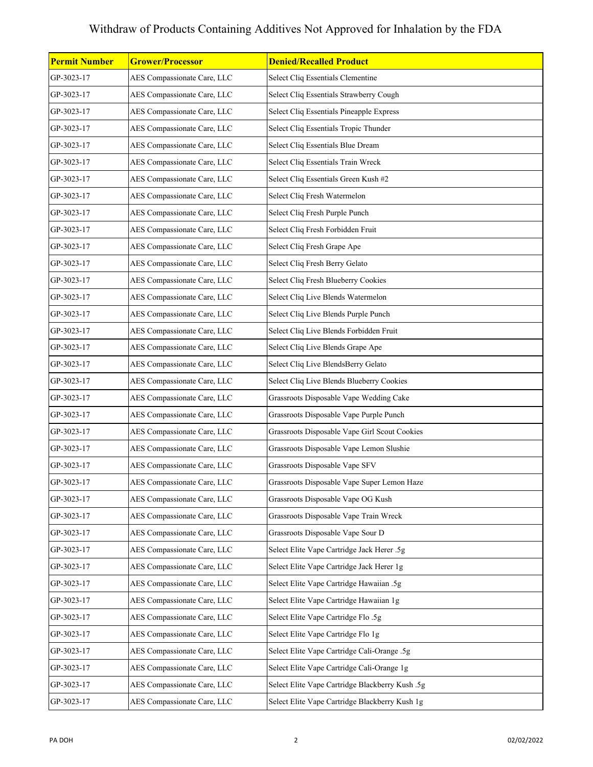# Withdraw of Products Containing Additives Not Approved for Inhalation by the FDA

| Permit Number | Grower/Processor | Denied/Recalled Product |
|---|---|---|
| GP-3023-17 | AES Compassionate Care, LLC | Select Cliq Essentials Clementine |
| GP-3023-17 | AES Compassionate Care, LLC | Select Cliq Essentials Strawberry Cough |
| GP-3023-17 | AES Compassionate Care, LLC | Select Cliq Essentials Pineapple Express |
| GP-3023-17 | AES Compassionate Care, LLC | Select Cliq Essentials Tropic Thunder |
| GP-3023-17 | AES Compassionate Care, LLC | Select Cliq Essentials Blue Dream |
| GP-3023-17 | AES Compassionate Care, LLC | Select Cliq Essentials Train Wreck |
| GP-3023-17 | AES Compassionate Care, LLC | Select Cliq Essentials Green Kush #2 |
| GP-3023-17 | AES Compassionate Care, LLC | Select Cliq Fresh Watermelon |
| GP-3023-17 | AES Compassionate Care, LLC | Select Cliq Fresh Purple Punch |
| GP-3023-17 | AES Compassionate Care, LLC | Select Cliq Fresh Forbidden Fruit |
| GP-3023-17 | AES Compassionate Care, LLC | Select Cliq Fresh Grape Ape |
| GP-3023-17 | AES Compassionate Care, LLC | Select Cliq Fresh Berry Gelato |
| GP-3023-17 | AES Compassionate Care, LLC | Select Cliq Fresh Blueberry Cookies |
| GP-3023-17 | AES Compassionate Care, LLC | Select Cliq Live Blends Watermelon |
| GP-3023-17 | AES Compassionate Care, LLC | Select Cliq Live Blends Purple Punch |
| GP-3023-17 | AES Compassionate Care, LLC | Select Cliq Live Blends Forbidden Fruit |
| GP-3023-17 | AES Compassionate Care, LLC | Select Cliq Live Blends Grape Ape |
| GP-3023-17 | AES Compassionate Care, LLC | Select Cliq Live BlendsBerry Gelato |
| GP-3023-17 | AES Compassionate Care, LLC | Select Cliq Live Blends Blueberry Cookies |
| GP-3023-17 | AES Compassionate Care, LLC | Grassroots Disposable Vape Wedding Cake |
| GP-3023-17 | AES Compassionate Care, LLC | Grassroots Disposable Vape Purple Punch |
| GP-3023-17 | AES Compassionate Care, LLC | Grassroots Disposable Vape Girl Scout Cookies |
| GP-3023-17 | AES Compassionate Care, LLC | Grassroots Disposable Vape Lemon Slushie |
| GP-3023-17 | AES Compassionate Care, LLC | Grassroots Disposable Vape SFV |
| GP-3023-17 | AES Compassionate Care, LLC | Grassroots Disposable Vape Super Lemon Haze |
| GP-3023-17 | AES Compassionate Care, LLC | Grassroots Disposable Vape OG Kush |
| GP-3023-17 | AES Compassionate Care, LLC | Grassroots Disposable Vape Train Wreck |
| GP-3023-17 | AES Compassionate Care, LLC | Grassroots Disposable Vape Sour D |
| GP-3023-17 | AES Compassionate Care, LLC | Select Elite Vape Cartridge Jack Herer .5g |
| GP-3023-17 | AES Compassionate Care, LLC | Select Elite Vape Cartridge Jack Herer 1g |
| GP-3023-17 | AES Compassionate Care, LLC | Select Elite Vape Cartridge Hawaiian .5g |
| GP-3023-17 | AES Compassionate Care, LLC | Select Elite Vape Cartridge Hawaiian 1g |
| GP-3023-17 | AES Compassionate Care, LLC | Select Elite Vape Cartridge Flo .5g |
| GP-3023-17 | AES Compassionate Care, LLC | Select Elite Vape Cartridge Flo 1g |
| GP-3023-17 | AES Compassionate Care, LLC | Select Elite Vape Cartridge Cali-Orange .5g |
| GP-3023-17 | AES Compassionate Care, LLC | Select Elite Vape Cartridge Cali-Orange 1g |
| GP-3023-17 | AES Compassionate Care, LLC | Select Elite Vape Cartridge Blackberry Kush .5g |
| GP-3023-17 | AES Compassionate Care, LLC | Select Elite Vape Cartridge Blackberry Kush 1g |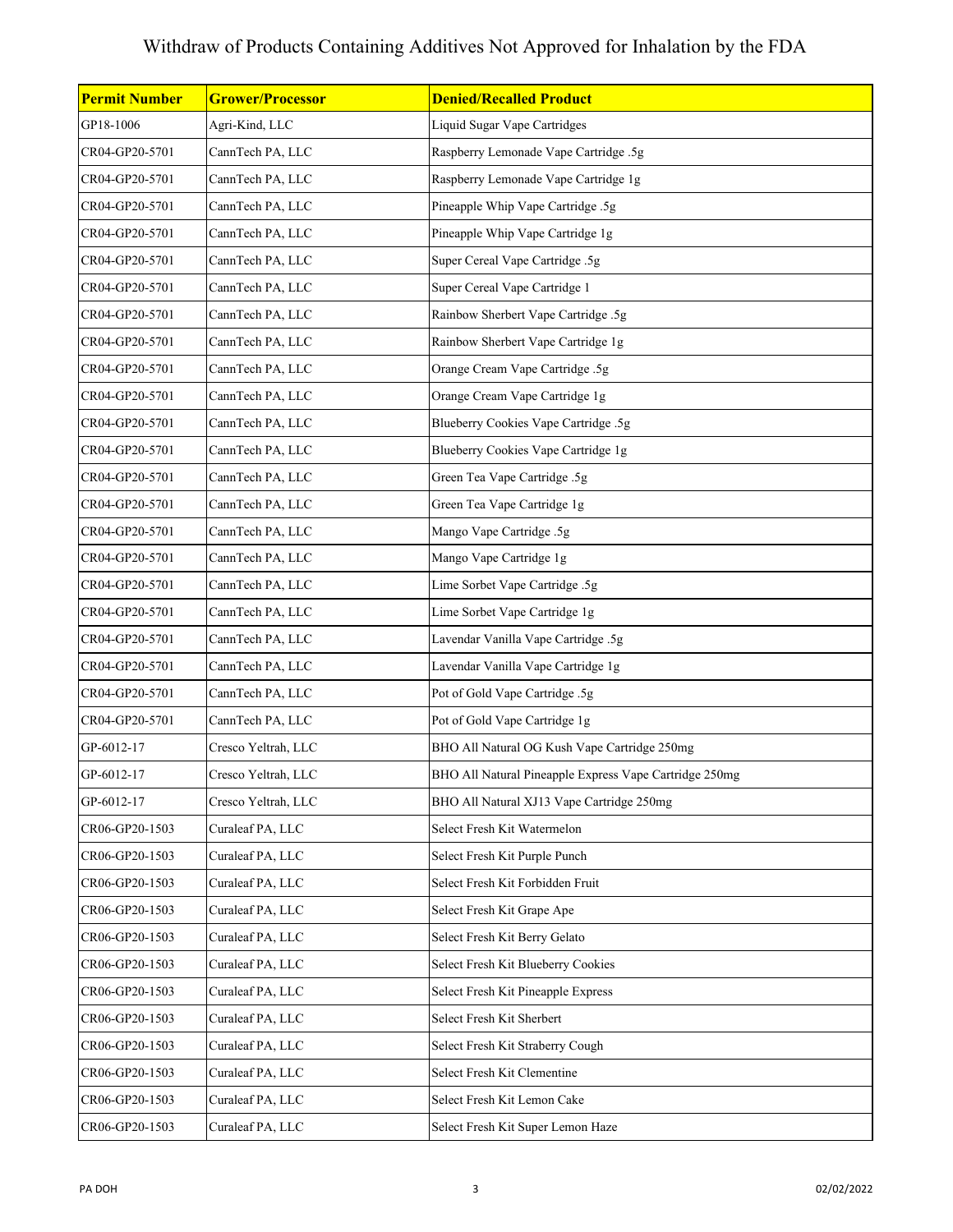# Withdraw of Products Containing Additives Not Approved for Inhalation by the FDA

| Permit Number | Grower/Processor | Denied/Recalled Product |
|---|---|---|
| GP18-1006 | Agri-Kind, LLC | Liquid Sugar Vape Cartridges |
| CR04-GP20-5701 | CannTech PA, LLC | Raspberry Lemonade Vape Cartridge .5g |
| CR04-GP20-5701 | CannTech PA, LLC | Raspberry Lemonade Vape Cartridge 1g |
| CR04-GP20-5701 | CannTech PA, LLC | Pineapple Whip Vape Cartridge .5g |
| CR04-GP20-5701 | CannTech PA, LLC | Pineapple Whip Vape Cartridge 1g |
| CR04-GP20-5701 | CannTech PA, LLC | Super Cereal Vape Cartridge .5g |
| CR04-GP20-5701 | CannTech PA, LLC | Super Cereal Vape Cartridge 1 |
| CR04-GP20-5701 | CannTech PA, LLC | Rainbow Sherbert Vape Cartridge .5g |
| CR04-GP20-5701 | CannTech PA, LLC | Rainbow Sherbert Vape Cartridge 1g |
| CR04-GP20-5701 | CannTech PA, LLC | Orange Cream Vape Cartridge .5g |
| CR04-GP20-5701 | CannTech PA, LLC | Orange Cream Vape Cartridge 1g |
| CR04-GP20-5701 | CannTech PA, LLC | Blueberry Cookies Vape Cartridge .5g |
| CR04-GP20-5701 | CannTech PA, LLC | Blueberry Cookies Vape Cartridge 1g |
| CR04-GP20-5701 | CannTech PA, LLC | Green Tea Vape Cartridge .5g |
| CR04-GP20-5701 | CannTech PA, LLC | Green Tea Vape Cartridge 1g |
| CR04-GP20-5701 | CannTech PA, LLC | Mango Vape Cartridge .5g |
| CR04-GP20-5701 | CannTech PA, LLC | Mango Vape Cartridge 1g |
| CR04-GP20-5701 | CannTech PA, LLC | Lime Sorbet Vape Cartridge .5g |
| CR04-GP20-5701 | CannTech PA, LLC | Lime Sorbet Vape Cartridge 1g |
| CR04-GP20-5701 | CannTech PA, LLC | Lavendar Vanilla Vape Cartridge .5g |
| CR04-GP20-5701 | CannTech PA, LLC | Lavendar Vanilla Vape Cartridge 1g |
| CR04-GP20-5701 | CannTech PA, LLC | Pot of Gold Vape Cartridge .5g |
| CR04-GP20-5701 | CannTech PA, LLC | Pot of Gold Vape Cartridge 1g |
| GP-6012-17 | Cresco Yeltrah, LLC | BHO All Natural OG Kush Vape Cartridge 250mg |
| GP-6012-17 | Cresco Yeltrah, LLC | BHO All Natural Pineapple Express Vape Cartridge 250mg |
| GP-6012-17 | Cresco Yeltrah, LLC | BHO All Natural XJ13 Vape Cartridge 250mg |
| CR06-GP20-1503 | Curaleaf PA, LLC | Select Fresh Kit Watermelon |
| CR06-GP20-1503 | Curaleaf PA, LLC | Select Fresh Kit Purple Punch |
| CR06-GP20-1503 | Curaleaf PA, LLC | Select Fresh Kit Forbidden Fruit |
| CR06-GP20-1503 | Curaleaf PA, LLC | Select Fresh Kit Grape Ape |
| CR06-GP20-1503 | Curaleaf PA, LLC | Select Fresh Kit Berry Gelato |
| CR06-GP20-1503 | Curaleaf PA, LLC | Select Fresh Kit Blueberry Cookies |
| CR06-GP20-1503 | Curaleaf PA, LLC | Select Fresh Kit Pineapple Express |
| CR06-GP20-1503 | Curaleaf PA, LLC | Select Fresh Kit Sherbert |
| CR06-GP20-1503 | Curaleaf PA, LLC | Select Fresh Kit Straberry Cough |
| CR06-GP20-1503 | Curaleaf PA, LLC | Select Fresh Kit Clementine |
| CR06-GP20-1503 | Curaleaf PA, LLC | Select Fresh Kit Lemon Cake |
| CR06-GP20-1503 | Curaleaf PA, LLC | Select Fresh Kit Super Lemon Haze |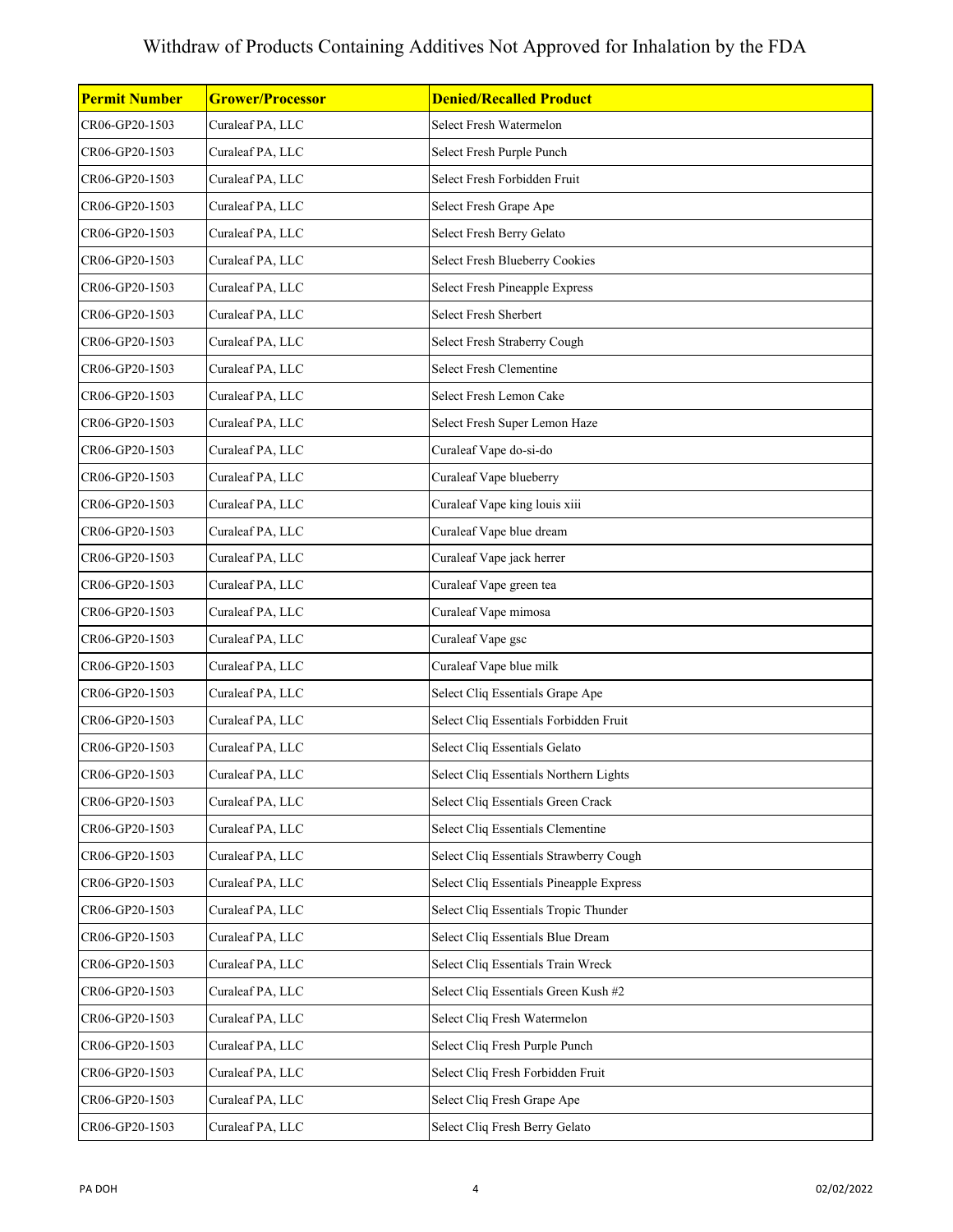# Withdraw of Products Containing Additives Not Approved for Inhalation by the FDA

| Permit Number | Grower/Processor | Denied/Recalled Product |
|---|---|---|
| CR06-GP20-1503 | Curaleaf PA, LLC | Select Fresh Watermelon |
| CR06-GP20-1503 | Curaleaf PA, LLC | Select Fresh Purple Punch |
| CR06-GP20-1503 | Curaleaf PA, LLC | Select Fresh Forbidden Fruit |
| CR06-GP20-1503 | Curaleaf PA, LLC | Select Fresh Grape Ape |
| CR06-GP20-1503 | Curaleaf PA, LLC | Select Fresh Berry Gelato |
| CR06-GP20-1503 | Curaleaf PA, LLC | Select Fresh Blueberry Cookies |
| CR06-GP20-1503 | Curaleaf PA, LLC | Select Fresh Pineapple Express |
| CR06-GP20-1503 | Curaleaf PA, LLC | Select Fresh Sherbert |
| CR06-GP20-1503 | Curaleaf PA, LLC | Select Fresh Straberry Cough |
| CR06-GP20-1503 | Curaleaf PA, LLC | Select Fresh Clementine |
| CR06-GP20-1503 | Curaleaf PA, LLC | Select Fresh Lemon Cake |
| CR06-GP20-1503 | Curaleaf PA, LLC | Select Fresh Super Lemon Haze |
| CR06-GP20-1503 | Curaleaf PA, LLC | Curaleaf Vape do-si-do |
| CR06-GP20-1503 | Curaleaf PA, LLC | Curaleaf Vape blueberry |
| CR06-GP20-1503 | Curaleaf PA, LLC | Curaleaf Vape king louis xiii |
| CR06-GP20-1503 | Curaleaf PA, LLC | Curaleaf Vape blue dream |
| CR06-GP20-1503 | Curaleaf PA, LLC | Curaleaf Vape jack herrer |
| CR06-GP20-1503 | Curaleaf PA, LLC | Curaleaf Vape green tea |
| CR06-GP20-1503 | Curaleaf PA, LLC | Curaleaf Vape mimosa |
| CR06-GP20-1503 | Curaleaf PA, LLC | Curaleaf Vape gsc |
| CR06-GP20-1503 | Curaleaf PA, LLC | Curaleaf Vape blue milk |
| CR06-GP20-1503 | Curaleaf PA, LLC | Select Cliq Essentials Grape Ape |
| CR06-GP20-1503 | Curaleaf PA, LLC | Select Cliq Essentials Forbidden Fruit |
| CR06-GP20-1503 | Curaleaf PA, LLC | Select Cliq Essentials Gelato |
| CR06-GP20-1503 | Curaleaf PA, LLC | Select Cliq Essentials Northern Lights |
| CR06-GP20-1503 | Curaleaf PA, LLC | Select Cliq Essentials Green Crack |
| CR06-GP20-1503 | Curaleaf PA, LLC | Select Cliq Essentials Clementine |
| CR06-GP20-1503 | Curaleaf PA, LLC | Select Cliq Essentials Strawberry Cough |
| CR06-GP20-1503 | Curaleaf PA, LLC | Select Cliq Essentials Pineapple Express |
| CR06-GP20-1503 | Curaleaf PA, LLC | Select Cliq Essentials Tropic Thunder |
| CR06-GP20-1503 | Curaleaf PA, LLC | Select Cliq Essentials Blue Dream |
| CR06-GP20-1503 | Curaleaf PA, LLC | Select Cliq Essentials Train Wreck |
| CR06-GP20-1503 | Curaleaf PA, LLC | Select Cliq Essentials Green Kush #2 |
| CR06-GP20-1503 | Curaleaf PA, LLC | Select Cliq Fresh Watermelon |
| CR06-GP20-1503 | Curaleaf PA, LLC | Select Cliq Fresh Purple Punch |
| CR06-GP20-1503 | Curaleaf PA, LLC | Select Cliq Fresh Forbidden Fruit |
| CR06-GP20-1503 | Curaleaf PA, LLC | Select Cliq Fresh Grape Ape |
| CR06-GP20-1503 | Curaleaf PA, LLC | Select Cliq Fresh Berry Gelato |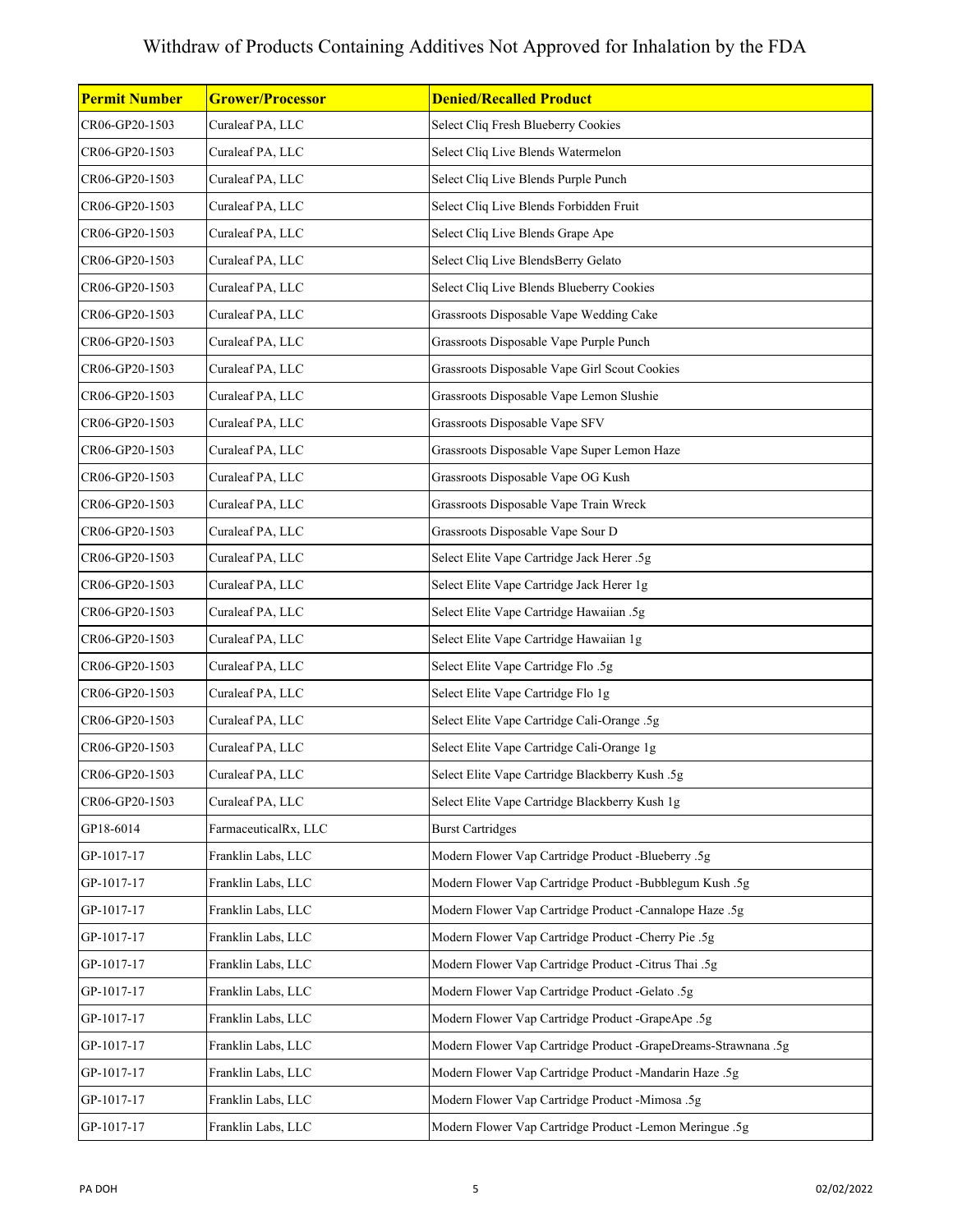# Withdraw of Products Containing Additives Not Approved for Inhalation by the FDA

| Permit Number | Grower/Processor | Denied/Recalled Product |
|---|---|---|
| CR06-GP20-1503 | Curaleaf PA, LLC | Select Cliq Fresh Blueberry Cookies |
| CR06-GP20-1503 | Curaleaf PA, LLC | Select Cliq Live Blends Watermelon |
| CR06-GP20-1503 | Curaleaf PA, LLC | Select Cliq Live Blends Purple Punch |
| CR06-GP20-1503 | Curaleaf PA, LLC | Select Cliq Live Blends Forbidden Fruit |
| CR06-GP20-1503 | Curaleaf PA, LLC | Select Cliq Live Blends Grape Ape |
| CR06-GP20-1503 | Curaleaf PA, LLC | Select Cliq Live BlendsBerry Gelato |
| CR06-GP20-1503 | Curaleaf PA, LLC | Select Cliq Live Blends Blueberry Cookies |
| CR06-GP20-1503 | Curaleaf PA, LLC | Grassroots Disposable Vape Wedding Cake |
| CR06-GP20-1503 | Curaleaf PA, LLC | Grassroots Disposable Vape Purple Punch |
| CR06-GP20-1503 | Curaleaf PA, LLC | Grassroots Disposable Vape Girl Scout Cookies |
| CR06-GP20-1503 | Curaleaf PA, LLC | Grassroots Disposable Vape Lemon Slushie |
| CR06-GP20-1503 | Curaleaf PA, LLC | Grassroots Disposable Vape SFV |
| CR06-GP20-1503 | Curaleaf PA, LLC | Grassroots Disposable Vape Super Lemon Haze |
| CR06-GP20-1503 | Curaleaf PA, LLC | Grassroots Disposable Vape OG Kush |
| CR06-GP20-1503 | Curaleaf PA, LLC | Grassroots Disposable Vape Train Wreck |
| CR06-GP20-1503 | Curaleaf PA, LLC | Grassroots Disposable Vape Sour D |
| CR06-GP20-1503 | Curaleaf PA, LLC | Select Elite Vape Cartridge Jack Herer .5g |
| CR06-GP20-1503 | Curaleaf PA, LLC | Select Elite Vape Cartridge Jack Herer 1g |
| CR06-GP20-1503 | Curaleaf PA, LLC | Select Elite Vape Cartridge Hawaiian .5g |
| CR06-GP20-1503 | Curaleaf PA, LLC | Select Elite Vape Cartridge Hawaiian 1g |
| CR06-GP20-1503 | Curaleaf PA, LLC | Select Elite Vape Cartridge Flo .5g |
| CR06-GP20-1503 | Curaleaf PA, LLC | Select Elite Vape Cartridge Flo 1g |
| CR06-GP20-1503 | Curaleaf PA, LLC | Select Elite Vape Cartridge Cali-Orange .5g |
| CR06-GP20-1503 | Curaleaf PA, LLC | Select Elite Vape Cartridge Cali-Orange 1g |
| CR06-GP20-1503 | Curaleaf PA, LLC | Select Elite Vape Cartridge Blackberry Kush .5g |
| CR06-GP20-1503 | Curaleaf PA, LLC | Select Elite Vape Cartridge Blackberry Kush 1g |
| GP18-6014 | FarmaceuticalRx, LLC | Burst Cartridges |
| GP-1017-17 | Franklin Labs, LLC | Modern Flower Vap Cartridge Product -Blueberry .5g |
| GP-1017-17 | Franklin Labs, LLC | Modern Flower Vap Cartridge Product -Bubblegum Kush .5g |
| GP-1017-17 | Franklin Labs, LLC | Modern Flower Vap Cartridge Product -Cannalope Haze .5g |
| GP-1017-17 | Franklin Labs, LLC | Modern Flower Vap Cartridge Product -Cherry Pie .5g |
| GP-1017-17 | Franklin Labs, LLC | Modern Flower Vap Cartridge Product -Citrus Thai .5g |
| GP-1017-17 | Franklin Labs, LLC | Modern Flower Vap Cartridge Product -Gelato .5g |
| GP-1017-17 | Franklin Labs, LLC | Modern Flower Vap Cartridge Product -GrapeApe .5g |
| GP-1017-17 | Franklin Labs, LLC | Modern Flower Vap Cartridge Product -GrapeDreams-Strawnana .5g |
| GP-1017-17 | Franklin Labs, LLC | Modern Flower Vap Cartridge Product -Mandarin Haze .5g |
| GP-1017-17 | Franklin Labs, LLC | Modern Flower Vap Cartridge Product -Mimosa .5g |
| GP-1017-17 | Franklin Labs, LLC | Modern Flower Vap Cartridge Product -Lemon Meringue .5g |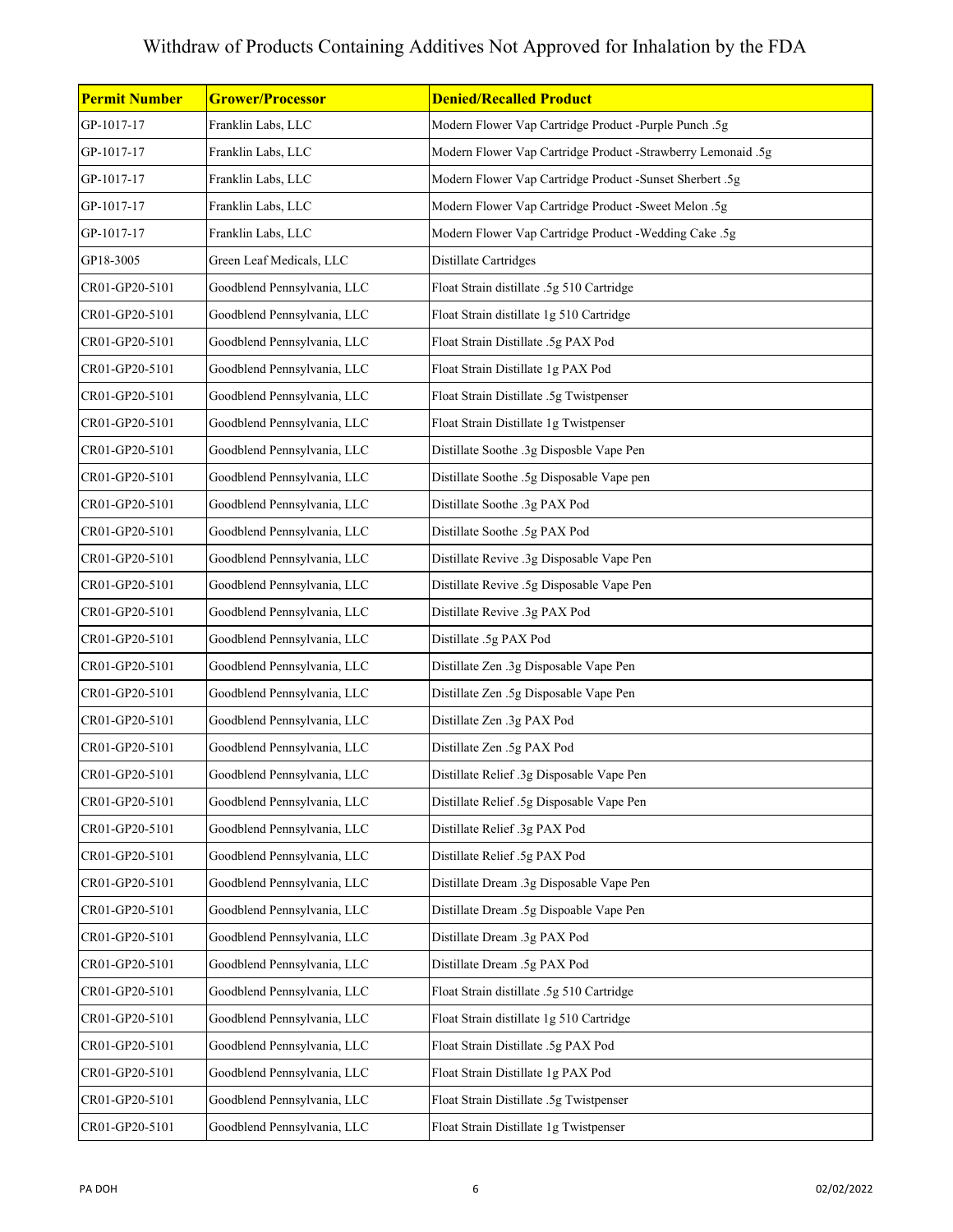# Withdraw of Products Containing Additives Not Approved for Inhalation by the FDA

| Permit Number | Grower/Processor | Denied/Recalled Product |
| --- | --- | --- |
| GP-1017-17 | Franklin Labs, LLC | Modern Flower Vap Cartridge Product -Purple Punch .5g |
| GP-1017-17 | Franklin Labs, LLC | Modern Flower Vap Cartridge Product -Strawberry Lemonaid .5g |
| GP-1017-17 | Franklin Labs, LLC | Modern Flower Vap Cartridge Product -Sunset Sherbert .5g |
| GP-1017-17 | Franklin Labs, LLC | Modern Flower Vap Cartridge Product -Sweet Melon .5g |
| GP-1017-17 | Franklin Labs, LLC | Modern Flower Vap Cartridge Product -Wedding Cake .5g |
| GP18-3005 | Green Leaf Medicals, LLC | Distillate Cartridges |
| CR01-GP20-5101 | Goodblend Pennsylvania, LLC | Float Strain distillate .5g 510 Cartridge |
| CR01-GP20-5101 | Goodblend Pennsylvania, LLC | Float Strain distillate 1g 510 Cartridge |
| CR01-GP20-5101 | Goodblend Pennsylvania, LLC | Float Strain Distillate .5g PAX Pod |
| CR01-GP20-5101 | Goodblend Pennsylvania, LLC | Float Strain Distillate 1g PAX Pod |
| CR01-GP20-5101 | Goodblend Pennsylvania, LLC | Float Strain Distillate .5g Twistpenser |
| CR01-GP20-5101 | Goodblend Pennsylvania, LLC | Float Strain Distillate 1g Twistpenser |
| CR01-GP20-5101 | Goodblend Pennsylvania, LLC | Distillate Soothe .3g Disposble Vape Pen |
| CR01-GP20-5101 | Goodblend Pennsylvania, LLC | Distillate Soothe .5g Disposable Vape pen |
| CR01-GP20-5101 | Goodblend Pennsylvania, LLC | Distillate Soothe .3g PAX Pod |
| CR01-GP20-5101 | Goodblend Pennsylvania, LLC | Distillate Soothe .5g PAX Pod |
| CR01-GP20-5101 | Goodblend Pennsylvania, LLC | Distillate Revive .3g Disposable Vape Pen |
| CR01-GP20-5101 | Goodblend Pennsylvania, LLC | Distillate Revive .5g Disposable Vape Pen |
| CR01-GP20-5101 | Goodblend Pennsylvania, LLC | Distillate Revive .3g PAX Pod |
| CR01-GP20-5101 | Goodblend Pennsylvania, LLC | Distillate .5g PAX Pod |
| CR01-GP20-5101 | Goodblend Pennsylvania, LLC | Distillate Zen .3g Disposable Vape Pen |
| CR01-GP20-5101 | Goodblend Pennsylvania, LLC | Distillate Zen .5g Disposable Vape Pen |
| CR01-GP20-5101 | Goodblend Pennsylvania, LLC | Distillate Zen .3g PAX Pod |
| CR01-GP20-5101 | Goodblend Pennsylvania, LLC | Distillate Zen .5g PAX Pod |
| CR01-GP20-5101 | Goodblend Pennsylvania, LLC | Distillate Relief .3g Disposable Vape Pen |
| CR01-GP20-5101 | Goodblend Pennsylvania, LLC | Distillate Relief .5g Disposable Vape Pen |
| CR01-GP20-5101 | Goodblend Pennsylvania, LLC | Distillate Relief .3g PAX Pod |
| CR01-GP20-5101 | Goodblend Pennsylvania, LLC | Distillate Relief .5g PAX Pod |
| CR01-GP20-5101 | Goodblend Pennsylvania, LLC | Distillate Dream .3g Disposable Vape Pen |
| CR01-GP20-5101 | Goodblend Pennsylvania, LLC | Distillate Dream .5g Dispoable Vape Pen |
| CR01-GP20-5101 | Goodblend Pennsylvania, LLC | Distillate Dream .3g PAX Pod |
| CR01-GP20-5101 | Goodblend Pennsylvania, LLC | Distillate Dream .5g PAX Pod |
| CR01-GP20-5101 | Goodblend Pennsylvania, LLC | Float Strain distillate .5g 510 Cartridge |
| CR01-GP20-5101 | Goodblend Pennsylvania, LLC | Float Strain distillate 1g 510 Cartridge |
| CR01-GP20-5101 | Goodblend Pennsylvania, LLC | Float Strain Distillate .5g PAX Pod |
| CR01-GP20-5101 | Goodblend Pennsylvania, LLC | Float Strain Distillate 1g PAX Pod |
| CR01-GP20-5101 | Goodblend Pennsylvania, LLC | Float Strain Distillate .5g Twistpenser |
| CR01-GP20-5101 | Goodblend Pennsylvania, LLC | Float Strain Distillate 1g Twistpenser |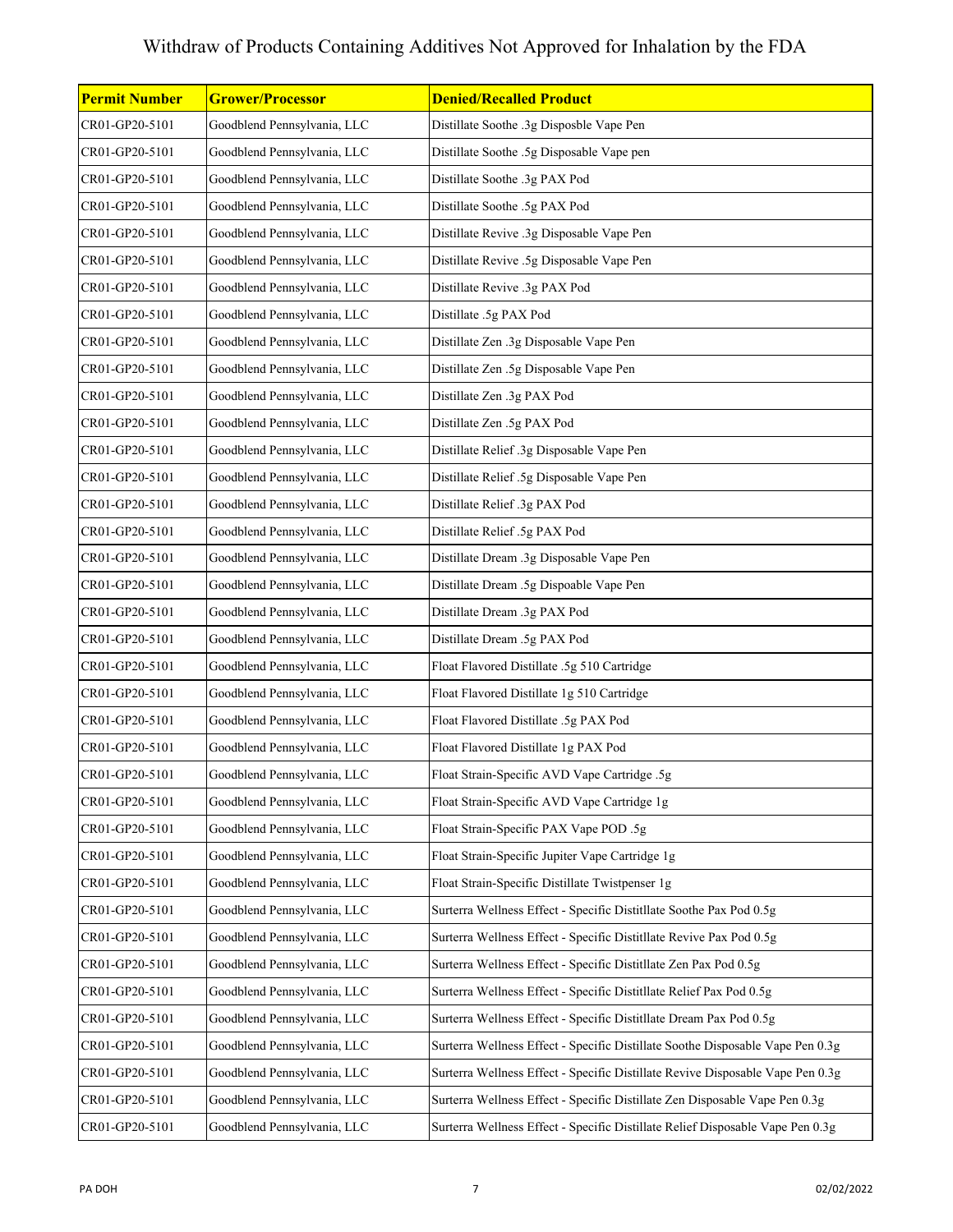# Withdraw of Products Containing Additives Not Approved for Inhalation by the FDA

| Permit Number | Grower/Processor | Denied/Recalled Product |
|---|---|---|
| CR01-GP20-5101 | Goodblend Pennsylvania, LLC | Distillate Soothe .3g Disposble Vape Pen |
| CR01-GP20-5101 | Goodblend Pennsylvania, LLC | Distillate Soothe .5g Disposable Vape pen |
| CR01-GP20-5101 | Goodblend Pennsylvania, LLC | Distillate Soothe .3g PAX Pod |
| CR01-GP20-5101 | Goodblend Pennsylvania, LLC | Distillate Soothe .5g PAX Pod |
| CR01-GP20-5101 | Goodblend Pennsylvania, LLC | Distillate Revive .3g Disposable Vape Pen |
| CR01-GP20-5101 | Goodblend Pennsylvania, LLC | Distillate Revive .5g Disposable Vape Pen |
| CR01-GP20-5101 | Goodblend Pennsylvania, LLC | Distillate Revive .3g PAX Pod |
| CR01-GP20-5101 | Goodblend Pennsylvania, LLC | Distillate .5g PAX Pod |
| CR01-GP20-5101 | Goodblend Pennsylvania, LLC | Distillate Zen .3g Disposable Vape Pen |
| CR01-GP20-5101 | Goodblend Pennsylvania, LLC | Distillate Zen .5g Disposable Vape Pen |
| CR01-GP20-5101 | Goodblend Pennsylvania, LLC | Distillate Zen .3g PAX Pod |
| CR01-GP20-5101 | Goodblend Pennsylvania, LLC | Distillate Zen .5g PAX Pod |
| CR01-GP20-5101 | Goodblend Pennsylvania, LLC | Distillate Relief .3g Disposable Vape Pen |
| CR01-GP20-5101 | Goodblend Pennsylvania, LLC | Distillate Relief .5g Disposable Vape Pen |
| CR01-GP20-5101 | Goodblend Pennsylvania, LLC | Distillate Relief .3g PAX Pod |
| CR01-GP20-5101 | Goodblend Pennsylvania, LLC | Distillate Relief .5g PAX Pod |
| CR01-GP20-5101 | Goodblend Pennsylvania, LLC | Distillate Dream .3g Disposable Vape Pen |
| CR01-GP20-5101 | Goodblend Pennsylvania, LLC | Distillate Dream .5g Dispoable Vape Pen |
| CR01-GP20-5101 | Goodblend Pennsylvania, LLC | Distillate Dream .3g PAX Pod |
| CR01-GP20-5101 | Goodblend Pennsylvania, LLC | Distillate Dream .5g PAX Pod |
| CR01-GP20-5101 | Goodblend Pennsylvania, LLC | Float Flavored Distillate .5g 510 Cartridge |
| CR01-GP20-5101 | Goodblend Pennsylvania, LLC | Float Flavored Distillate 1g 510 Cartridge |
| CR01-GP20-5101 | Goodblend Pennsylvania, LLC | Float Flavored Distillate .5g PAX Pod |
| CR01-GP20-5101 | Goodblend Pennsylvania, LLC | Float Flavored Distillate 1g PAX Pod |
| CR01-GP20-5101 | Goodblend Pennsylvania, LLC | Float Strain-Specific AVD Vape Cartridge .5g |
| CR01-GP20-5101 | Goodblend Pennsylvania, LLC | Float Strain-Specific AVD Vape Cartridge 1g |
| CR01-GP20-5101 | Goodblend Pennsylvania, LLC | Float Strain-Specific PAX Vape POD .5g |
| CR01-GP20-5101 | Goodblend Pennsylvania, LLC | Float Strain-Specific Jupiter Vape Cartridge 1g |
| CR01-GP20-5101 | Goodblend Pennsylvania, LLC | Float Strain-Specific Distillate Twistpenser 1g |
| CR01-GP20-5101 | Goodblend Pennsylvania, LLC | Surterra Wellness Effect - Specific Distitllate Soothe Pax Pod 0.5g |
| CR01-GP20-5101 | Goodblend Pennsylvania, LLC | Surterra Wellness Effect - Specific Distitllate Revive Pax Pod 0.5g |
| CR01-GP20-5101 | Goodblend Pennsylvania, LLC | Surterra Wellness Effect - Specific Distitllate Zen Pax Pod 0.5g |
| CR01-GP20-5101 | Goodblend Pennsylvania, LLC | Surterra Wellness Effect - Specific Distitllate Relief Pax Pod 0.5g |
| CR01-GP20-5101 | Goodblend Pennsylvania, LLC | Surterra Wellness Effect - Specific Distitllate Dream Pax Pod 0.5g |
| CR01-GP20-5101 | Goodblend Pennsylvania, LLC | Surterra Wellness Effect - Specific Distillate Soothe Disposable Vape Pen 0.3g |
| CR01-GP20-5101 | Goodblend Pennsylvania, LLC | Surterra Wellness Effect - Specific Distillate Revive Disposable Vape Pen 0.3g |
| CR01-GP20-5101 | Goodblend Pennsylvania, LLC | Surterra Wellness Effect - Specific Distillate Zen Disposable Vape Pen 0.3g |
| CR01-GP20-5101 | Goodblend Pennsylvania, LLC | Surterra Wellness Effect - Specific Distillate Relief Disposable Vape Pen 0.3g |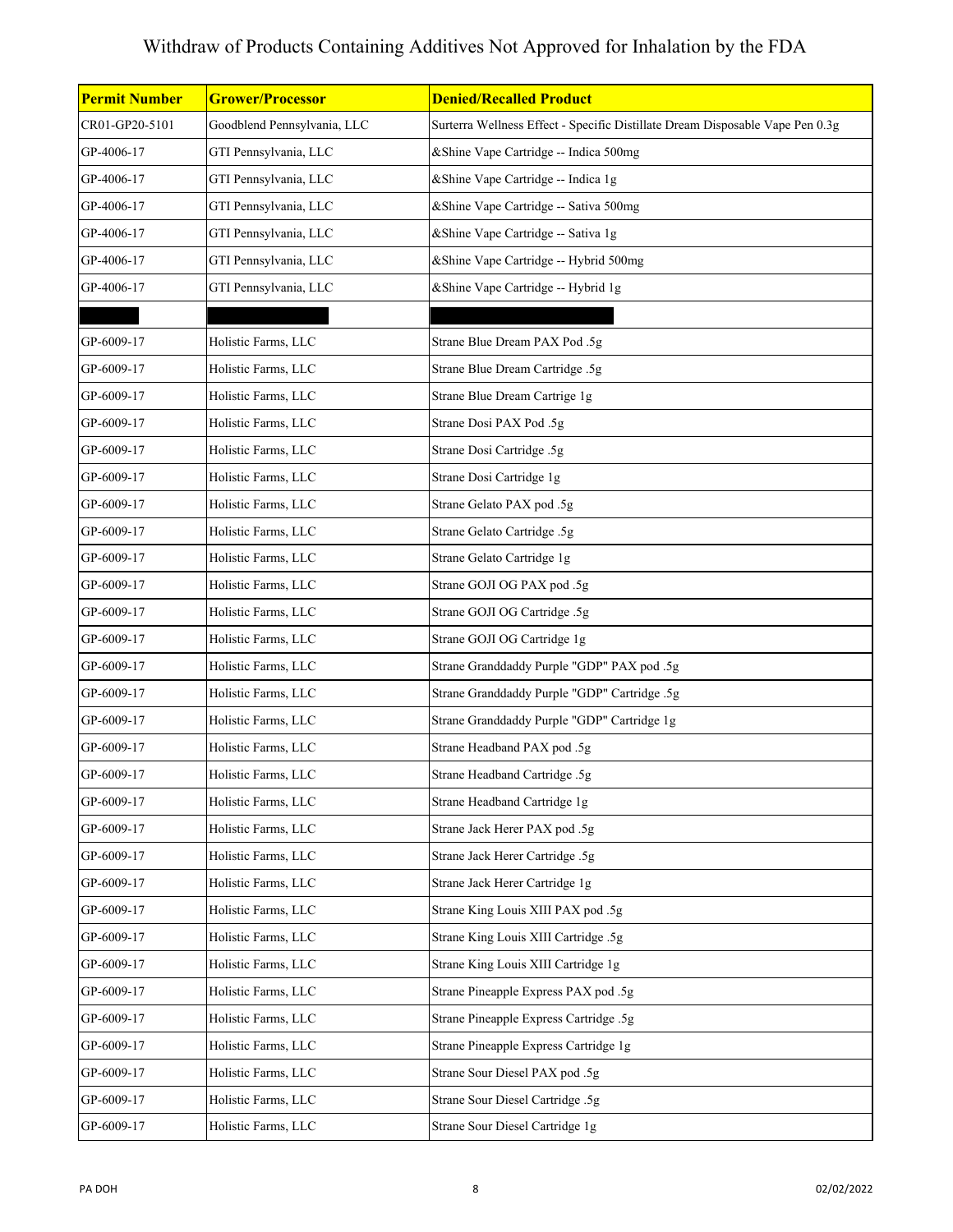# Withdraw of Products Containing Additives Not Approved for Inhalation by the FDA

| Permit Number | Grower/Processor | Denied/Recalled Product |
|---|---|---|
| CR01-GP20-5101 | Goodblend Pennsylvania, LLC | Surterra Wellness Effect - Specific Distillate Dream Disposable Vape Pen 0.3g |
| GP-4006-17 | GTI Pennsylvania, LLC | &Shine Vape Cartridge -- Indica 500mg |
| GP-4006-17 | GTI Pennsylvania, LLC | &Shine Vape Cartridge -- Indica 1g |
| GP-4006-17 | GTI Pennsylvania, LLC | &Shine Vape Cartridge -- Sativa 500mg |
| GP-4006-17 | GTI Pennsylvania, LLC | &Shine Vape Cartridge -- Sativa 1g |
| GP-4006-17 | GTI Pennsylvania, LLC | &Shine Vape Cartridge -- Hybrid 500mg |
| GP-4006-17 | GTI Pennsylvania, LLC | &Shine Vape Cartridge -- Hybrid 1g |
| | | |
| GP-6009-17 | Holistic Farms, LLC | Strane Blue Dream PAX Pod .5g |
| GP-6009-17 | Holistic Farms, LLC | Strane Blue Dream Cartridge .5g |
| GP-6009-17 | Holistic Farms, LLC | Strane Blue Dream Cartrige 1g |
| GP-6009-17 | Holistic Farms, LLC | Strane Dosi PAX Pod .5g |
| GP-6009-17 | Holistic Farms, LLC | Strane Dosi Cartridge .5g |
| GP-6009-17 | Holistic Farms, LLC | Strane Dosi Cartridge 1g |
| GP-6009-17 | Holistic Farms, LLC | Strane Gelato PAX pod .5g |
| GP-6009-17 | Holistic Farms, LLC | Strane Gelato Cartridge .5g |
| GP-6009-17 | Holistic Farms, LLC | Strane Gelato Cartridge 1g |
| GP-6009-17 | Holistic Farms, LLC | Strane GOJI OG PAX pod .5g |
| GP-6009-17 | Holistic Farms, LLC | Strane GOJI OG Cartridge .5g |
| GP-6009-17 | Holistic Farms, LLC | Strane GOJI OG Cartridge 1g |
| GP-6009-17 | Holistic Farms, LLC | Strane Granddaddy Purple "GDP" PAX pod .5g |
| GP-6009-17 | Holistic Farms, LLC | Strane Granddaddy Purple "GDP" Cartridge .5g |
| GP-6009-17 | Holistic Farms, LLC | Strane Granddaddy Purple "GDP" Cartridge 1g |
| GP-6009-17 | Holistic Farms, LLC | Strane Headband PAX pod .5g |
| GP-6009-17 | Holistic Farms, LLC | Strane Headband Cartridge .5g |
| GP-6009-17 | Holistic Farms, LLC | Strane Headband Cartridge 1g |
| GP-6009-17 | Holistic Farms, LLC | Strane Jack Herer PAX pod .5g |
| GP-6009-17 | Holistic Farms, LLC | Strane Jack Herer Cartridge .5g |
| GP-6009-17 | Holistic Farms, LLC | Strane Jack Herer Cartridge 1g |
| GP-6009-17 | Holistic Farms, LLC | Strane King Louis XIII PAX pod .5g |
| GP-6009-17 | Holistic Farms, LLC | Strane King Louis XIII Cartridge .5g |
| GP-6009-17 | Holistic Farms, LLC | Strane King Louis XIII Cartridge 1g |
| GP-6009-17 | Holistic Farms, LLC | Strane Pineapple Express PAX pod .5g |
| GP-6009-17 | Holistic Farms, LLC | Strane Pineapple Express Cartridge .5g |
| GP-6009-17 | Holistic Farms, LLC | Strane Pineapple Express Cartridge 1g |
| GP-6009-17 | Holistic Farms, LLC | Strane Sour Diesel PAX pod .5g |
| GP-6009-17 | Holistic Farms, LLC | Strane Sour Diesel Cartridge .5g |
| GP-6009-17 | Holistic Farms, LLC | Strane Sour Diesel Cartridge 1g |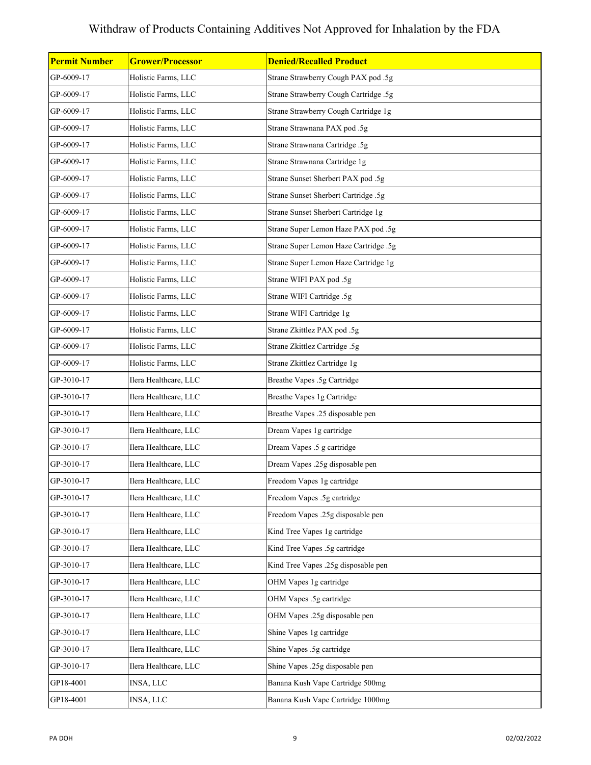# Withdraw of Products Containing Additives Not Approved for Inhalation by the FDA

| Permit Number | Grower/Processor | Denied/Recalled Product |
| --- | --- | --- |
| GP-6009-17 | Holistic Farms, LLC | Strane Strawberry Cough PAX pod .5g |
| GP-6009-17 | Holistic Farms, LLC | Strane Strawberry Cough Cartridge .5g |
| GP-6009-17 | Holistic Farms, LLC | Strane Strawberry Cough Cartridge 1g |
| GP-6009-17 | Holistic Farms, LLC | Strane Strawnana PAX pod .5g |
| GP-6009-17 | Holistic Farms, LLC | Strane Strawnana Cartridge .5g |
| GP-6009-17 | Holistic Farms, LLC | Strane Strawnana Cartridge 1g |
| GP-6009-17 | Holistic Farms, LLC | Strane Sunset Sherbert PAX pod .5g |
| GP-6009-17 | Holistic Farms, LLC | Strane Sunset Sherbert Cartridge .5g |
| GP-6009-17 | Holistic Farms, LLC | Strane Sunset Sherbert Cartridge 1g |
| GP-6009-17 | Holistic Farms, LLC | Strane Super Lemon Haze PAX pod .5g |
| GP-6009-17 | Holistic Farms, LLC | Strane Super Lemon Haze Cartridge .5g |
| GP-6009-17 | Holistic Farms, LLC | Strane Super Lemon Haze Cartridge 1g |
| GP-6009-17 | Holistic Farms, LLC | Strane WIFI PAX pod .5g |
| GP-6009-17 | Holistic Farms, LLC | Strane WIFI Cartridge .5g |
| GP-6009-17 | Holistic Farms, LLC | Strane WIFI Cartridge 1g |
| GP-6009-17 | Holistic Farms, LLC | Strane Zkittlez PAX pod .5g |
| GP-6009-17 | Holistic Farms, LLC | Strane Zkittlez Cartridge .5g |
| GP-6009-17 | Holistic Farms, LLC | Strane Zkittlez Cartridge 1g |
| GP-3010-17 | Ilera Healthcare, LLC | Breathe Vapes .5g Cartridge |
| GP-3010-17 | Ilera Healthcare, LLC | Breathe Vapes 1g Cartridge |
| GP-3010-17 | Ilera Healthcare, LLC | Breathe Vapes .25 disposable pen |
| GP-3010-17 | Ilera Healthcare, LLC | Dream Vapes 1g cartridge |
| GP-3010-17 | Ilera Healthcare, LLC | Dream Vapes .5 g cartridge |
| GP-3010-17 | Ilera Healthcare, LLC | Dream Vapes .25g disposable pen |
| GP-3010-17 | Ilera Healthcare, LLC | Freedom Vapes 1g cartridge |
| GP-3010-17 | Ilera Healthcare, LLC | Freedom Vapes .5g cartridge |
| GP-3010-17 | Ilera Healthcare, LLC | Freedom Vapes .25g disposable pen |
| GP-3010-17 | Ilera Healthcare, LLC | Kind Tree Vapes 1g cartridge |
| GP-3010-17 | Ilera Healthcare, LLC | Kind Tree Vapes .5g cartridge |
| GP-3010-17 | Ilera Healthcare, LLC | Kind Tree Vapes .25g disposable pen |
| GP-3010-17 | Ilera Healthcare, LLC | OHM Vapes 1g cartridge |
| GP-3010-17 | Ilera Healthcare, LLC | OHM Vapes .5g cartridge |
| GP-3010-17 | Ilera Healthcare, LLC | OHM Vapes .25g disposable pen |
| GP-3010-17 | Ilera Healthcare, LLC | Shine Vapes 1g cartridge |
| GP-3010-17 | Ilera Healthcare, LLC | Shine Vapes .5g cartridge |
| GP-3010-17 | Ilera Healthcare, LLC | Shine Vapes .25g disposable pen |
| GP18-4001 | INSA, LLC | Banana Kush Vape Cartridge 500mg |
| GP18-4001 | INSA, LLC | Banana Kush Vape Cartridge 1000mg |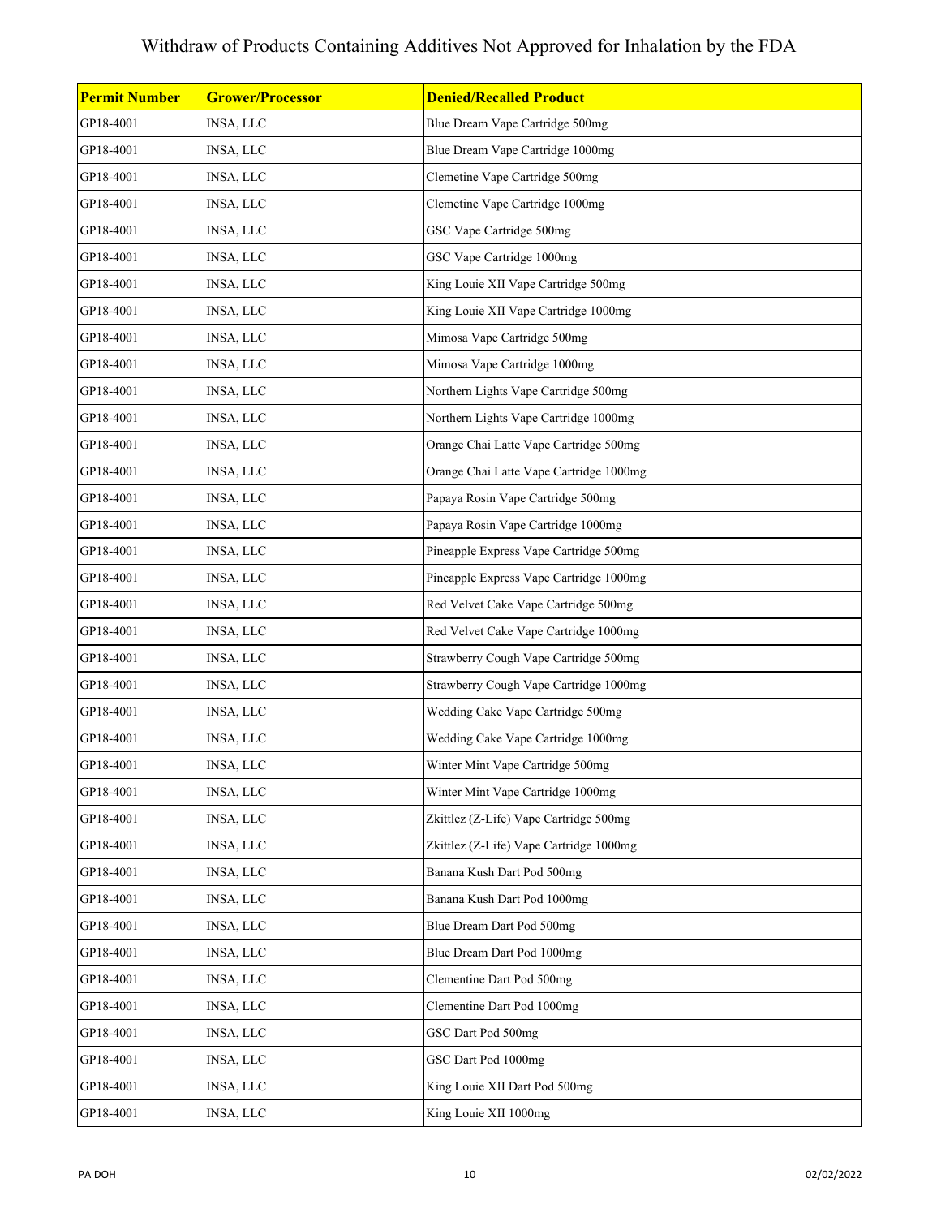# Withdraw of Products Containing Additives Not Approved for Inhalation by the FDA

| Permit Number | Grower/Processor | Denied/Recalled Product |
|---|---|---|
| GP18-4001 | INSA, LLC | Blue Dream Vape Cartridge 500mg |
| GP18-4001 | INSA, LLC | Blue Dream Vape Cartridge 1000mg |
| GP18-4001 | INSA, LLC | Clemetine Vape Cartridge 500mg |
| GP18-4001 | INSA, LLC | Clemetine Vape Cartridge 1000mg |
| GP18-4001 | INSA, LLC | GSC Vape Cartridge 500mg |
| GP18-4001 | INSA, LLC | GSC Vape Cartridge 1000mg |
| GP18-4001 | INSA, LLC | King Louie XII Vape Cartridge 500mg |
| GP18-4001 | INSA, LLC | King Louie XII Vape Cartridge 1000mg |
| GP18-4001 | INSA, LLC | Mimosa Vape Cartridge 500mg |
| GP18-4001 | INSA, LLC | Mimosa Vape Cartridge 1000mg |
| GP18-4001 | INSA, LLC | Northern Lights Vape Cartridge 500mg |
| GP18-4001 | INSA, LLC | Northern Lights Vape Cartridge 1000mg |
| GP18-4001 | INSA, LLC | Orange Chai Latte Vape Cartridge 500mg |
| GP18-4001 | INSA, LLC | Orange Chai Latte Vape Cartridge 1000mg |
| GP18-4001 | INSA, LLC | Papaya Rosin Vape Cartridge 500mg |
| GP18-4001 | INSA, LLC | Papaya Rosin Vape Cartridge 1000mg |
| GP18-4001 | INSA, LLC | Pineapple Express Vape Cartridge 500mg |
| GP18-4001 | INSA, LLC | Pineapple Express Vape Cartridge 1000mg |
| GP18-4001 | INSA, LLC | Red Velvet Cake Vape Cartridge 500mg |
| GP18-4001 | INSA, LLC | Red Velvet Cake Vape Cartridge 1000mg |
| GP18-4001 | INSA, LLC | Strawberry Cough Vape Cartridge 500mg |
| GP18-4001 | INSA, LLC | Strawberry Cough Vape Cartridge 1000mg |
| GP18-4001 | INSA, LLC | Wedding Cake Vape Cartridge 500mg |
| GP18-4001 | INSA, LLC | Wedding Cake Vape Cartridge 1000mg |
| GP18-4001 | INSA, LLC | Winter Mint Vape Cartridge 500mg |
| GP18-4001 | INSA, LLC | Winter Mint Vape Cartridge 1000mg |
| GP18-4001 | INSA, LLC | Zkittlez (Z-Life) Vape Cartridge 500mg |
| GP18-4001 | INSA, LLC | Zkittlez (Z-Life) Vape Cartridge 1000mg |
| GP18-4001 | INSA, LLC | Banana Kush Dart Pod 500mg |
| GP18-4001 | INSA, LLC | Banana Kush Dart Pod 1000mg |
| GP18-4001 | INSA, LLC | Blue Dream Dart Pod 500mg |
| GP18-4001 | INSA, LLC | Blue Dream Dart Pod 1000mg |
| GP18-4001 | INSA, LLC | Clementine Dart Pod 500mg |
| GP18-4001 | INSA, LLC | Clementine Dart Pod 1000mg |
| GP18-4001 | INSA, LLC | GSC Dart Pod 500mg |
| GP18-4001 | INSA, LLC | GSC Dart Pod 1000mg |
| GP18-4001 | INSA, LLC | King Louie XII Dart Pod 500mg |
| GP18-4001 | INSA, LLC | King Louie XII 1000mg |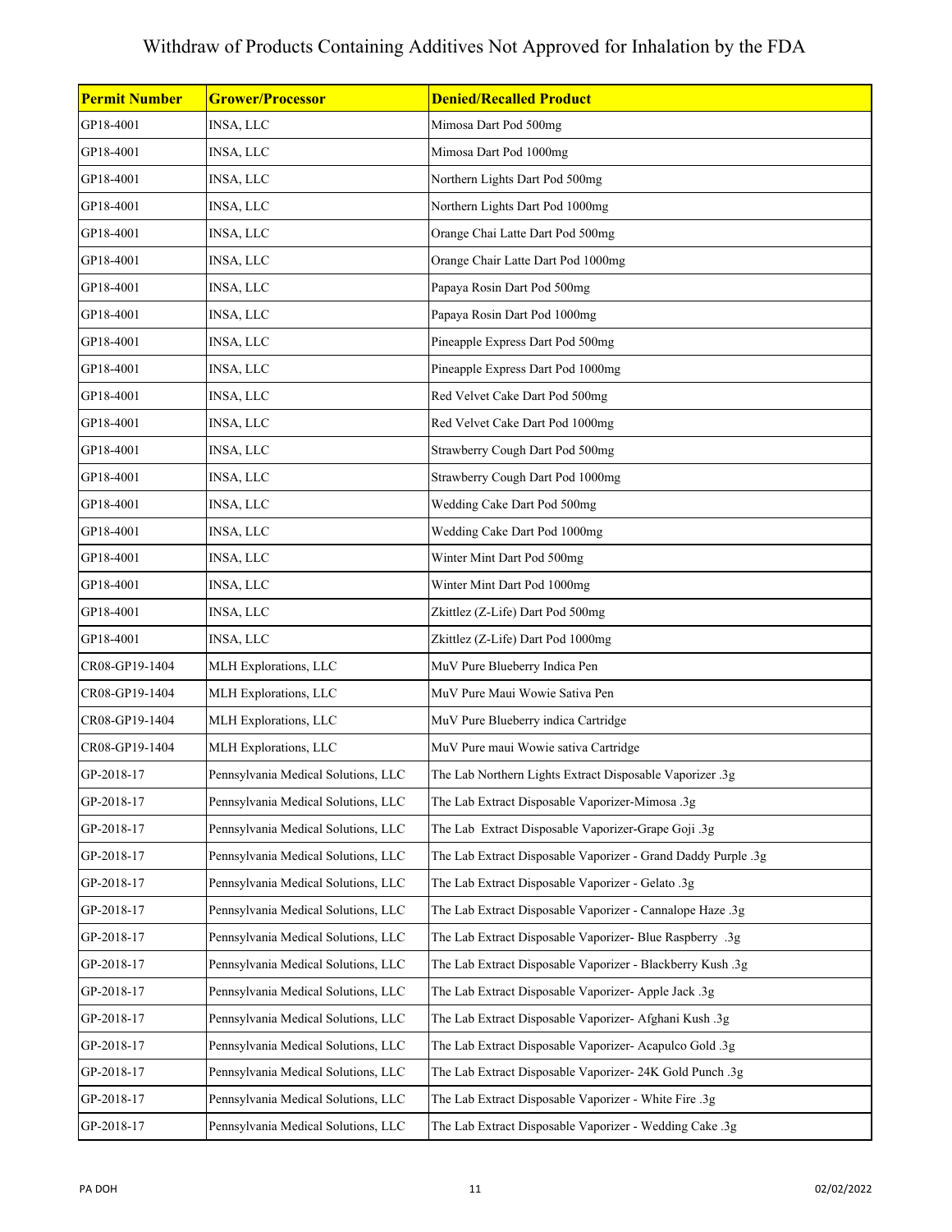# Withdraw of Products Containing Additives Not Approved for Inhalation by the FDA

| Permit Number | Grower/Processor | Denied/Recalled Product |
|---|---|---|
| GP18-4001 | INSA, LLC | Mimosa Dart Pod 500mg |
| GP18-4001 | INSA, LLC | Mimosa Dart Pod 1000mg |
| GP18-4001 | INSA, LLC | Northern Lights Dart Pod 500mg |
| GP18-4001 | INSA, LLC | Northern Lights Dart Pod 1000mg |
| GP18-4001 | INSA, LLC | Orange Chai Latte Dart Pod 500mg |
| GP18-4001 | INSA, LLC | Orange Chair Latte Dart Pod 1000mg |
| GP18-4001 | INSA, LLC | Papaya Rosin Dart Pod 500mg |
| GP18-4001 | INSA, LLC | Papaya Rosin Dart Pod 1000mg |
| GP18-4001 | INSA, LLC | Pineapple Express Dart Pod 500mg |
| GP18-4001 | INSA, LLC | Pineapple Express Dart Pod 1000mg |
| GP18-4001 | INSA, LLC | Red Velvet Cake Dart Pod 500mg |
| GP18-4001 | INSA, LLC | Red Velvet Cake Dart Pod 1000mg |
| GP18-4001 | INSA, LLC | Strawberry Cough Dart Pod 500mg |
| GP18-4001 | INSA, LLC | Strawberry Cough Dart Pod 1000mg |
| GP18-4001 | INSA, LLC | Wedding Cake Dart Pod 500mg |
| GP18-4001 | INSA, LLC | Wedding Cake Dart Pod 1000mg |
| GP18-4001 | INSA, LLC | Winter Mint Dart Pod 500mg |
| GP18-4001 | INSA, LLC | Winter Mint Dart Pod 1000mg |
| GP18-4001 | INSA, LLC | Zkittlez (Z-Life) Dart Pod 500mg |
| GP18-4001 | INSA, LLC | Zkittlez (Z-Life) Dart Pod 1000mg |
| CR08-GP19-1404 | MLH Explorations, LLC | MuV Pure Blueberry Indica Pen |
| CR08-GP19-1404 | MLH Explorations, LLC | MuV Pure Maui Wowie Sativa Pen |
| CR08-GP19-1404 | MLH Explorations, LLC | MuV Pure Blueberry indica Cartridge |
| CR08-GP19-1404 | MLH Explorations, LLC | MuV Pure maui Wowie sativa Cartridge |
| GP-2018-17 | Pennsylvania Medical Solutions, LLC | The Lab Northern Lights Extract Disposable Vaporizer .3g |
| GP-2018-17 | Pennsylvania Medical Solutions, LLC | The Lab Extract Disposable Vaporizer-Mimosa .3g |
| GP-2018-17 | Pennsylvania Medical Solutions, LLC | The Lab Extract Disposable Vaporizer-Grape Goji .3g |
| GP-2018-17 | Pennsylvania Medical Solutions, LLC | The Lab Extract Disposable Vaporizer - Grand Daddy Purple .3g |
| GP-2018-17 | Pennsylvania Medical Solutions, LLC | The Lab Extract Disposable Vaporizer - Gelato .3g |
| GP-2018-17 | Pennsylvania Medical Solutions, LLC | The Lab Extract Disposable Vaporizer - Cannalope Haze .3g |
| GP-2018-17 | Pennsylvania Medical Solutions, LLC | The Lab Extract Disposable Vaporizer- Blue Raspberry .3g |
| GP-2018-17 | Pennsylvania Medical Solutions, LLC | The Lab Extract Disposable Vaporizer - Blackberry Kush .3g |
| GP-2018-17 | Pennsylvania Medical Solutions, LLC | The Lab Extract Disposable Vaporizer- Apple Jack .3g |
| GP-2018-17 | Pennsylvania Medical Solutions, LLC | The Lab Extract Disposable Vaporizer- Afghani Kush .3g |
| GP-2018-17 | Pennsylvania Medical Solutions, LLC | The Lab Extract Disposable Vaporizer- Acapulco Gold .3g |
| GP-2018-17 | Pennsylvania Medical Solutions, LLC | The Lab Extract Disposable Vaporizer- 24K Gold Punch .3g |
| GP-2018-17 | Pennsylvania Medical Solutions, LLC | The Lab Extract Disposable Vaporizer - White Fire .3g |
| GP-2018-17 | Pennsylvania Medical Solutions, LLC | The Lab Extract Disposable Vaporizer - Wedding Cake .3g |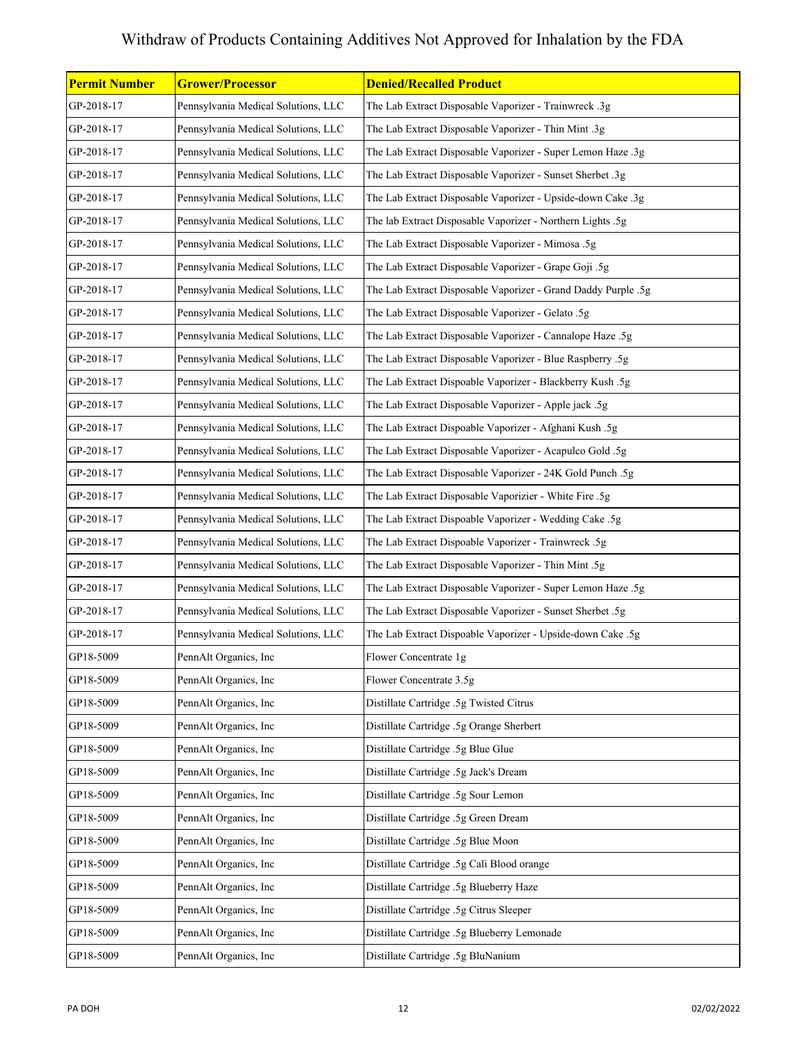# Withdraw of Products Containing Additives Not Approved for Inhalation by the FDA

| Permit Number | Grower/Processor | Denied/Recalled Product |
|---|---|---|
| GP-2018-17 | Pennsylvania Medical Solutions, LLC | The Lab Extract Disposable Vaporizer - Trainwreck .3g |
| GP-2018-17 | Pennsylvania Medical Solutions, LLC | The Lab Extract Disposable Vaporizer - Thin Mint .3g |
| GP-2018-17 | Pennsylvania Medical Solutions, LLC | The Lab Extract Disposable Vaporizer - Super Lemon Haze .3g |
| GP-2018-17 | Pennsylvania Medical Solutions, LLC | The Lab Extract Disposable Vaporizer - Sunset Sherbet .3g |
| GP-2018-17 | Pennsylvania Medical Solutions, LLC | The Lab Extract Disposable Vaporizer - Upside-down Cake .3g |
| GP-2018-17 | Pennsylvania Medical Solutions, LLC | The lab Extract Disposable Vaporizer - Northern Lights .5g |
| GP-2018-17 | Pennsylvania Medical Solutions, LLC | The Lab Extract Disposable Vaporizer - Mimosa .5g |
| GP-2018-17 | Pennsylvania Medical Solutions, LLC | The Lab Extract Disposable Vaporizer - Grape Goji .5g |
| GP-2018-17 | Pennsylvania Medical Solutions, LLC | The Lab Extract Disposable Vaporizer - Grand Daddy Purple .5g |
| GP-2018-17 | Pennsylvania Medical Solutions, LLC | The Lab Extract Disposable Vaporizer - Gelato .5g |
| GP-2018-17 | Pennsylvania Medical Solutions, LLC | The Lab Extract Disposable Vaporizer - Cannalope Haze .5g |
| GP-2018-17 | Pennsylvania Medical Solutions, LLC | The Lab Extract Disposable Vaporizer - Blue Raspberry .5g |
| GP-2018-17 | Pennsylvania Medical Solutions, LLC | The Lab Extract Dispoable Vaporizer - Blackberry Kush .5g |
| GP-2018-17 | Pennsylvania Medical Solutions, LLC | The Lab Extract Disposable Vaporizer - Apple jack .5g |
| GP-2018-17 | Pennsylvania Medical Solutions, LLC | The Lab Extract Dispoable Vaporizer - Afghani Kush .5g |
| GP-2018-17 | Pennsylvania Medical Solutions, LLC | The Lab Extract Disposable Vaporizer - Acapulco Gold .5g |
| GP-2018-17 | Pennsylvania Medical Solutions, LLC | The Lab Extract Disposable Vaporizer - 24K Gold Punch .5g |
| GP-2018-17 | Pennsylvania Medical Solutions, LLC | The Lab Extract Disposable Vaporizier - White Fire .5g |
| GP-2018-17 | Pennsylvania Medical Solutions, LLC | The Lab Extract Dispoable Vaporizer - Wedding Cake .5g |
| GP-2018-17 | Pennsylvania Medical Solutions, LLC | The Lab Extract Dispoable Vaporizer - Trainwreck .5g |
| GP-2018-17 | Pennsylvania Medical Solutions, LLC | The Lab Extract Disposable Vaporizer - Thin Mint .5g |
| GP-2018-17 | Pennsylvania Medical Solutions, LLC | The Lab Extract Disposable Vaporizer - Super Lemon Haze .5g |
| GP-2018-17 | Pennsylvania Medical Solutions, LLC | The Lab Extract Disposable Vaporizer - Sunset Sherbet .5g |
| GP-2018-17 | Pennsylvania Medical Solutions, LLC | The Lab Extract Dispoable Vaporizer - Upside-down Cake .5g |
| GP18-5009 | PennAlt Organics, Inc | Flower Concentrate 1g |
| GP18-5009 | PennAlt Organics, Inc | Flower Concentrate 3.5g |
| GP18-5009 | PennAlt Organics, Inc | Distillate Cartridge .5g Twisted Citrus |
| GP18-5009 | PennAlt Organics, Inc | Distillate Cartridge .5g Orange Sherbert |
| GP18-5009 | PennAlt Organics, Inc | Distillate Cartridge .5g Blue Glue |
| GP18-5009 | PennAlt Organics, Inc | Distillate Cartridge .5g Jack's Dream |
| GP18-5009 | PennAlt Organics, Inc | Distillate Cartridge .5g Sour Lemon |
| GP18-5009 | PennAlt Organics, Inc | Distillate Cartridge .5g Green Dream |
| GP18-5009 | PennAlt Organics, Inc | Distillate Cartridge .5g Blue Moon |
| GP18-5009 | PennAlt Organics, Inc | Distillate Cartridge .5g Cali Blood orange |
| GP18-5009 | PennAlt Organics, Inc | Distillate Cartridge .5g Blueberry Haze |
| GP18-5009 | PennAlt Organics, Inc | Distillate Cartridge .5g Citrus Sleeper |
| GP18-5009 | PennAlt Organics, Inc | Distillate Cartridge .5g Blueberry Lemonade |
| GP18-5009 | PennAlt Organics, Inc | Distillate Cartridge .5g BluNanium |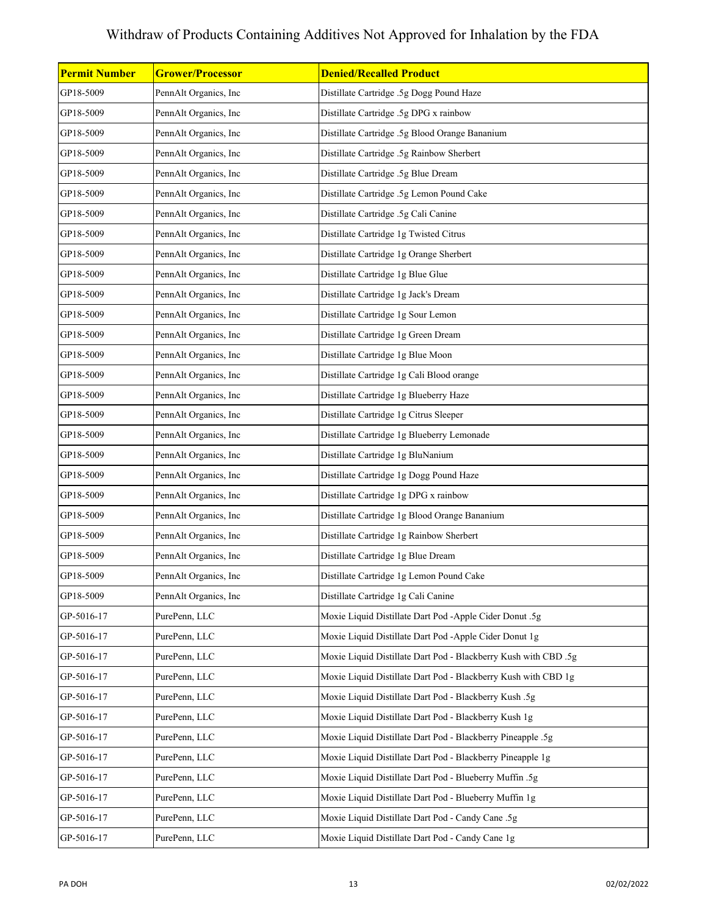# Withdraw of Products Containing Additives Not Approved for Inhalation by the FDA

| Permit Number | Grower/Processor | Denied/Recalled Product |
|---|---|---|
| GP18-5009 | PennAlt Organics, Inc | Distillate Cartridge .5g Dogg Pound Haze |
| GP18-5009 | PennAlt Organics, Inc | Distillate Cartridge .5g DPG x rainbow |
| GP18-5009 | PennAlt Organics, Inc | Distillate Cartridge .5g Blood Orange Bananium |
| GP18-5009 | PennAlt Organics, Inc | Distillate Cartridge .5g Rainbow Sherbert |
| GP18-5009 | PennAlt Organics, Inc | Distillate Cartridge .5g Blue Dream |
| GP18-5009 | PennAlt Organics, Inc | Distillate Cartridge .5g Lemon Pound Cake |
| GP18-5009 | PennAlt Organics, Inc | Distillate Cartridge .5g Cali Canine |
| GP18-5009 | PennAlt Organics, Inc | Distillate Cartridge 1g Twisted Citrus |
| GP18-5009 | PennAlt Organics, Inc | Distillate Cartridge 1g Orange Sherbert |
| GP18-5009 | PennAlt Organics, Inc | Distillate Cartridge 1g Blue Glue |
| GP18-5009 | PennAlt Organics, Inc | Distillate Cartridge 1g Jack's Dream |
| GP18-5009 | PennAlt Organics, Inc | Distillate Cartridge 1g Sour Lemon |
| GP18-5009 | PennAlt Organics, Inc | Distillate Cartridge 1g Green Dream |
| GP18-5009 | PennAlt Organics, Inc | Distillate Cartridge 1g Blue Moon |
| GP18-5009 | PennAlt Organics, Inc | Distillate Cartridge 1g Cali Blood orange |
| GP18-5009 | PennAlt Organics, Inc | Distillate Cartridge 1g Blueberry Haze |
| GP18-5009 | PennAlt Organics, Inc | Distillate Cartridge 1g Citrus Sleeper |
| GP18-5009 | PennAlt Organics, Inc | Distillate Cartridge 1g Blueberry Lemonade |
| GP18-5009 | PennAlt Organics, Inc | Distillate Cartridge 1g BluNanium |
| GP18-5009 | PennAlt Organics, Inc | Distillate Cartridge 1g Dogg Pound Haze |
| GP18-5009 | PennAlt Organics, Inc | Distillate Cartridge 1g DPG x rainbow |
| GP18-5009 | PennAlt Organics, Inc | Distillate Cartridge 1g Blood Orange Bananium |
| GP18-5009 | PennAlt Organics, Inc | Distillate Cartridge 1g Rainbow Sherbert |
| GP18-5009 | PennAlt Organics, Inc | Distillate Cartridge 1g Blue Dream |
| GP18-5009 | PennAlt Organics, Inc | Distillate Cartridge 1g Lemon Pound Cake |
| GP18-5009 | PennAlt Organics, Inc | Distillate Cartridge 1g Cali Canine |
| GP-5016-17 | PurePenn, LLC | Moxie Liquid Distillate Dart Pod -Apple Cider Donut .5g |
| GP-5016-17 | PurePenn, LLC | Moxie Liquid Distillate Dart Pod -Apple Cider Donut 1g |
| GP-5016-17 | PurePenn, LLC | Moxie Liquid Distillate Dart Pod - Blackberry Kush with CBD .5g |
| GP-5016-17 | PurePenn, LLC | Moxie Liquid Distillate Dart Pod - Blackberry Kush with CBD 1g |
| GP-5016-17 | PurePenn, LLC | Moxie Liquid Distillate Dart Pod - Blackberry Kush .5g |
| GP-5016-17 | PurePenn, LLC | Moxie Liquid Distillate Dart Pod - Blackberry Kush 1g |
| GP-5016-17 | PurePenn, LLC | Moxie Liquid Distillate Dart Pod - Blackberry Pineapple .5g |
| GP-5016-17 | PurePenn, LLC | Moxie Liquid Distillate Dart Pod - Blackberry Pineapple 1g |
| GP-5016-17 | PurePenn, LLC | Moxie Liquid Distillate Dart Pod - Blueberry Muffin .5g |
| GP-5016-17 | PurePenn, LLC | Moxie Liquid Distillate Dart Pod - Blueberry Muffin 1g |
| GP-5016-17 | PurePenn, LLC | Moxie Liquid Distillate Dart Pod - Candy Cane .5g |
| GP-5016-17 | PurePenn, LLC | Moxie Liquid Distillate Dart Pod - Candy Cane 1g |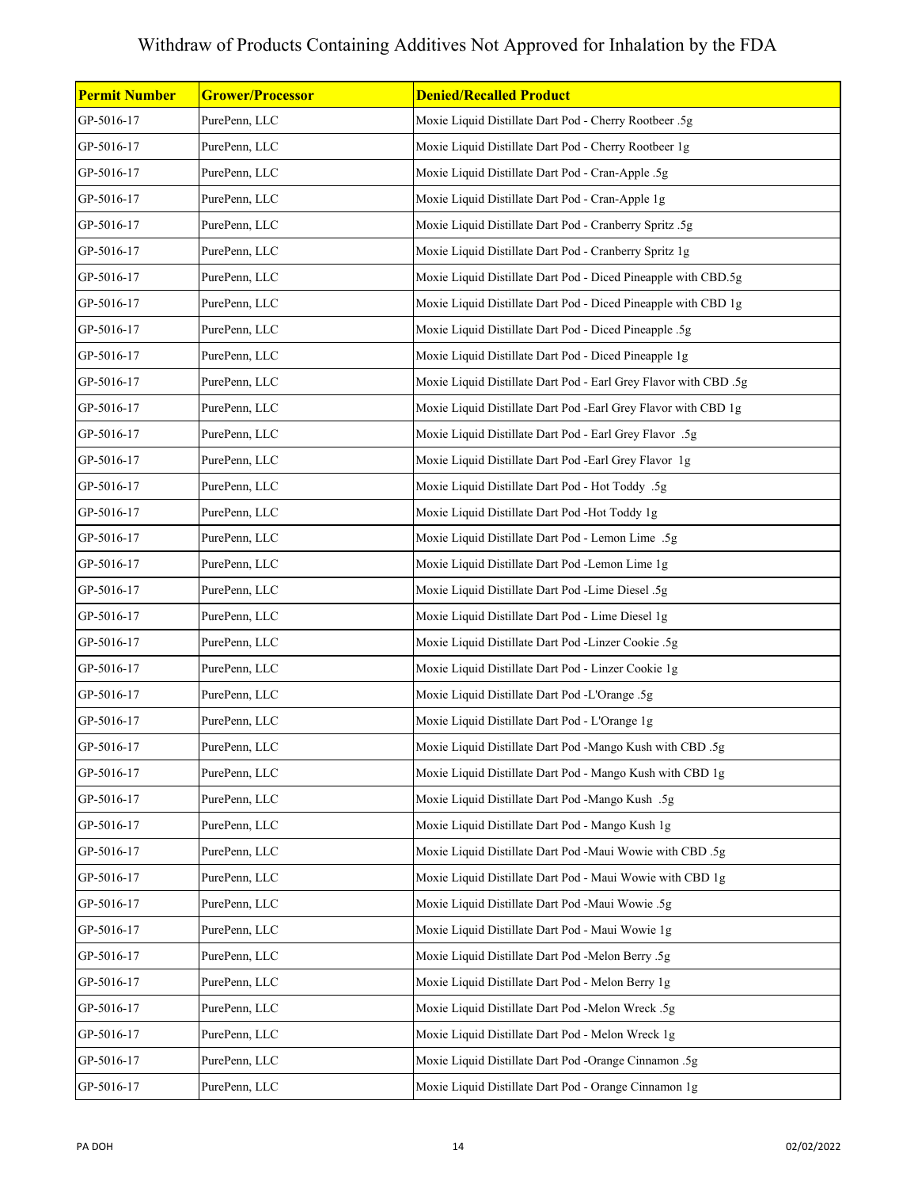# Withdraw of Products Containing Additives Not Approved for Inhalation by the FDA

| Permit Number | Grower/Processor | Denied/Recalled Product |
|---|---|---|
| GP-5016-17 | PurePenn, LLC | Moxie Liquid Distillate Dart Pod - Cherry Rootbeer .5g |
| GP-5016-17 | PurePenn, LLC | Moxie Liquid Distillate Dart Pod - Cherry Rootbeer 1g |
| GP-5016-17 | PurePenn, LLC | Moxie Liquid Distillate Dart Pod - Cran-Apple .5g |
| GP-5016-17 | PurePenn, LLC | Moxie Liquid Distillate Dart Pod - Cran-Apple 1g |
| GP-5016-17 | PurePenn, LLC | Moxie Liquid Distillate Dart Pod - Cranberry Spritz .5g |
| GP-5016-17 | PurePenn, LLC | Moxie Liquid Distillate Dart Pod - Cranberry Spritz 1g |
| GP-5016-17 | PurePenn, LLC | Moxie Liquid Distillate Dart Pod - Diced Pineapple with CBD.5g |
| GP-5016-17 | PurePenn, LLC | Moxie Liquid Distillate Dart Pod - Diced Pineapple with CBD 1g |
| GP-5016-17 | PurePenn, LLC | Moxie Liquid Distillate Dart Pod - Diced Pineapple .5g |
| GP-5016-17 | PurePenn, LLC | Moxie Liquid Distillate Dart Pod - Diced Pineapple 1g |
| GP-5016-17 | PurePenn, LLC | Moxie Liquid Distillate Dart Pod - Earl Grey Flavor with CBD .5g |
| GP-5016-17 | PurePenn, LLC | Moxie Liquid Distillate Dart Pod -Earl Grey Flavor with CBD 1g |
| GP-5016-17 | PurePenn, LLC | Moxie Liquid Distillate Dart Pod - Earl Grey Flavor .5g |
| GP-5016-17 | PurePenn, LLC | Moxie Liquid Distillate Dart Pod -Earl Grey Flavor 1g |
| GP-5016-17 | PurePenn, LLC | Moxie Liquid Distillate Dart Pod - Hot Toddy .5g |
| GP-5016-17 | PurePenn, LLC | Moxie Liquid Distillate Dart Pod -Hot Toddy 1g |
| GP-5016-17 | PurePenn, LLC | Moxie Liquid Distillate Dart Pod - Lemon Lime .5g |
| GP-5016-17 | PurePenn, LLC | Moxie Liquid Distillate Dart Pod -Lemon Lime 1g |
| GP-5016-17 | PurePenn, LLC | Moxie Liquid Distillate Dart Pod -Lime Diesel .5g |
| GP-5016-17 | PurePenn, LLC | Moxie Liquid Distillate Dart Pod - Lime Diesel 1g |
| GP-5016-17 | PurePenn, LLC | Moxie Liquid Distillate Dart Pod -Linzer Cookie .5g |
| GP-5016-17 | PurePenn, LLC | Moxie Liquid Distillate Dart Pod - Linzer Cookie 1g |
| GP-5016-17 | PurePenn, LLC | Moxie Liquid Distillate Dart Pod -L'Orange .5g |
| GP-5016-17 | PurePenn, LLC | Moxie Liquid Distillate Dart Pod - L'Orange 1g |
| GP-5016-17 | PurePenn, LLC | Moxie Liquid Distillate Dart Pod -Mango Kush with CBD .5g |
| GP-5016-17 | PurePenn, LLC | Moxie Liquid Distillate Dart Pod - Mango Kush with CBD 1g |
| GP-5016-17 | PurePenn, LLC | Moxie Liquid Distillate Dart Pod -Mango Kush .5g |
| GP-5016-17 | PurePenn, LLC | Moxie Liquid Distillate Dart Pod - Mango Kush 1g |
| GP-5016-17 | PurePenn, LLC | Moxie Liquid Distillate Dart Pod -Maui Wowie with CBD .5g |
| GP-5016-17 | PurePenn, LLC | Moxie Liquid Distillate Dart Pod - Maui Wowie with CBD 1g |
| GP-5016-17 | PurePenn, LLC | Moxie Liquid Distillate Dart Pod -Maui Wowie .5g |
| GP-5016-17 | PurePenn, LLC | Moxie Liquid Distillate Dart Pod - Maui Wowie 1g |
| GP-5016-17 | PurePenn, LLC | Moxie Liquid Distillate Dart Pod -Melon Berry .5g |
| GP-5016-17 | PurePenn, LLC | Moxie Liquid Distillate Dart Pod - Melon Berry 1g |
| GP-5016-17 | PurePenn, LLC | Moxie Liquid Distillate Dart Pod -Melon Wreck .5g |
| GP-5016-17 | PurePenn, LLC | Moxie Liquid Distillate Dart Pod - Melon Wreck 1g |
| GP-5016-17 | PurePenn, LLC | Moxie Liquid Distillate Dart Pod -Orange Cinnamon .5g |
| GP-5016-17 | PurePenn, LLC | Moxie Liquid Distillate Dart Pod - Orange Cinnamon 1g |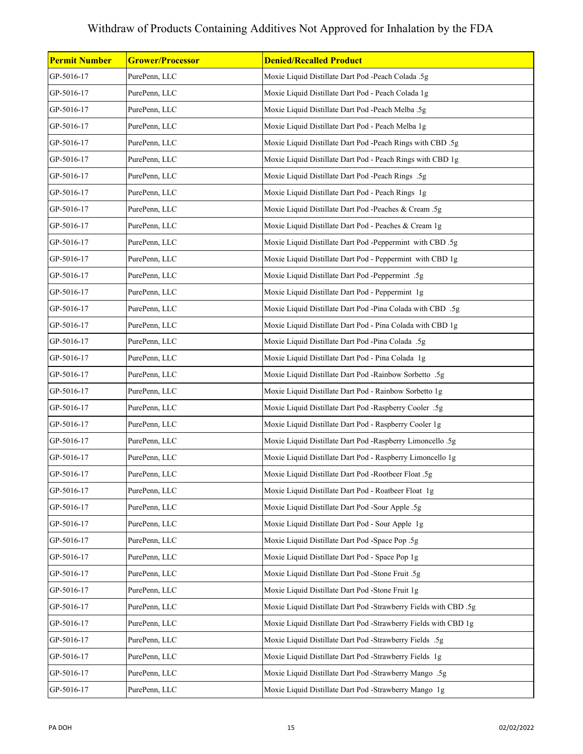# Withdraw of Products Containing Additives Not Approved for Inhalation by the FDA

| Permit Number | Grower/Processor | Denied/Recalled Product |
|---|---|---|
| GP-5016-17 | PurePenn, LLC | Moxie Liquid Distillate Dart Pod -Peach Colada .5g |
| GP-5016-17 | PurePenn, LLC | Moxie Liquid Distillate Dart Pod - Peach Colada 1g |
| GP-5016-17 | PurePenn, LLC | Moxie Liquid Distillate Dart Pod -Peach Melba .5g |
| GP-5016-17 | PurePenn, LLC | Moxie Liquid Distillate Dart Pod - Peach Melba 1g |
| GP-5016-17 | PurePenn, LLC | Moxie Liquid Distillate Dart Pod -Peach Rings with CBD .5g |
| GP-5016-17 | PurePenn, LLC | Moxie Liquid Distillate Dart Pod - Peach Rings with CBD 1g |
| GP-5016-17 | PurePenn, LLC | Moxie Liquid Distillate Dart Pod -Peach Rings .5g |
| GP-5016-17 | PurePenn, LLC | Moxie Liquid Distillate Dart Pod - Peach Rings 1g |
| GP-5016-17 | PurePenn, LLC | Moxie Liquid Distillate Dart Pod -Peaches & Cream .5g |
| GP-5016-17 | PurePenn, LLC | Moxie Liquid Distillate Dart Pod - Peaches & Cream 1g |
| GP-5016-17 | PurePenn, LLC | Moxie Liquid Distillate Dart Pod -Peppermint with CBD .5g |
| GP-5016-17 | PurePenn, LLC | Moxie Liquid Distillate Dart Pod - Peppermint with CBD 1g |
| GP-5016-17 | PurePenn, LLC | Moxie Liquid Distillate Dart Pod -Peppermint .5g |
| GP-5016-17 | PurePenn, LLC | Moxie Liquid Distillate Dart Pod - Peppermint 1g |
| GP-5016-17 | PurePenn, LLC | Moxie Liquid Distillate Dart Pod -Pina Colada with CBD .5g |
| GP-5016-17 | PurePenn, LLC | Moxie Liquid Distillate Dart Pod - Pina Colada with CBD 1g |
| GP-5016-17 | PurePenn, LLC | Moxie Liquid Distillate Dart Pod -Pina Colada .5g |
| GP-5016-17 | PurePenn, LLC | Moxie Liquid Distillate Dart Pod - Pina Colada 1g |
| GP-5016-17 | PurePenn, LLC | Moxie Liquid Distillate Dart Pod -Rainbow Sorbetto .5g |
| GP-5016-17 | PurePenn, LLC | Moxie Liquid Distillate Dart Pod - Rainbow Sorbetto 1g |
| GP-5016-17 | PurePenn, LLC | Moxie Liquid Distillate Dart Pod -Raspberry Cooler .5g |
| GP-5016-17 | PurePenn, LLC | Moxie Liquid Distillate Dart Pod - Raspberry Cooler 1g |
| GP-5016-17 | PurePenn, LLC | Moxie Liquid Distillate Dart Pod -Raspberry Limoncello .5g |
| GP-5016-17 | PurePenn, LLC | Moxie Liquid Distillate Dart Pod - Raspberry Limoncello 1g |
| GP-5016-17 | PurePenn, LLC | Moxie Liquid Distillate Dart Pod -Rootbeer Float .5g |
| GP-5016-17 | PurePenn, LLC | Moxie Liquid Distillate Dart Pod - Roatbeer Float 1g |
| GP-5016-17 | PurePenn, LLC | Moxie Liquid Distillate Dart Pod -Sour Apple .5g |
| GP-5016-17 | PurePenn, LLC | Moxie Liquid Distillate Dart Pod - Sour Apple 1g |
| GP-5016-17 | PurePenn, LLC | Moxie Liquid Distillate Dart Pod -Space Pop .5g |
| GP-5016-17 | PurePenn, LLC | Moxie Liquid Distillate Dart Pod - Space Pop 1g |
| GP-5016-17 | PurePenn, LLC | Moxie Liquid Distillate Dart Pod -Stone Fruit .5g |
| GP-5016-17 | PurePenn, LLC | Moxie Liquid Distillate Dart Pod -Stone Fruit 1g |
| GP-5016-17 | PurePenn, LLC | Moxie Liquid Distillate Dart Pod -Strawberry Fields with CBD .5g |
| GP-5016-17 | PurePenn, LLC | Moxie Liquid Distillate Dart Pod -Strawberry Fields with CBD 1g |
| GP-5016-17 | PurePenn, LLC | Moxie Liquid Distillate Dart Pod -Strawberry Fields .5g |
| GP-5016-17 | PurePenn, LLC | Moxie Liquid Distillate Dart Pod -Strawberry Fields 1g |
| GP-5016-17 | PurePenn, LLC | Moxie Liquid Distillate Dart Pod -Strawberry Mango .5g |
| GP-5016-17 | PurePenn, LLC | Moxie Liquid Distillate Dart Pod -Strawberry Mango 1g |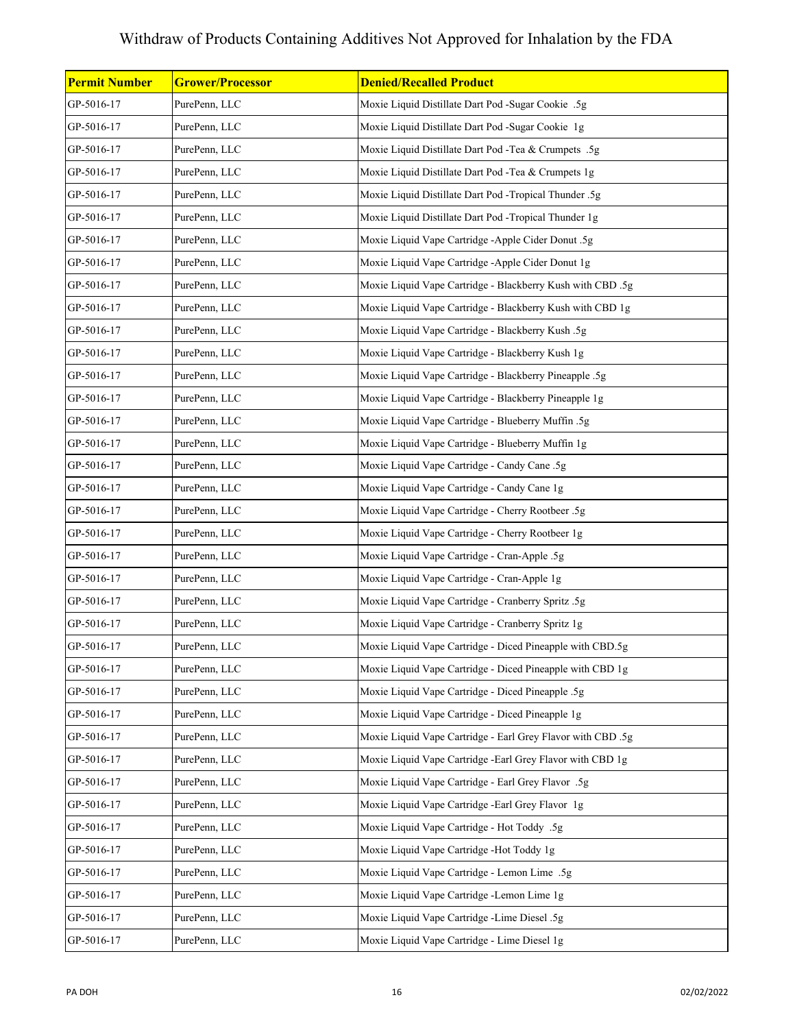# Withdraw of Products Containing Additives Not Approved for Inhalation by the FDA

| **Permit Number** | **Grower/Processor** | **Denied/Recalled Product** |
|---|---|---|
| GP-5016-17 | PurePenn, LLC | Moxie Liquid Distillate Dart Pod -Sugar Cookie .5g |
| GP-5016-17 | PurePenn, LLC | Moxie Liquid Distillate Dart Pod -Sugar Cookie 1g |
| GP-5016-17 | PurePenn, LLC | Moxie Liquid Distillate Dart Pod -Tea & Crumpets .5g |
| GP-5016-17 | PurePenn, LLC | Moxie Liquid Distillate Dart Pod -Tea & Crumpets 1g |
| GP-5016-17 | PurePenn, LLC | Moxie Liquid Distillate Dart Pod -Tropical Thunder .5g |
| GP-5016-17 | PurePenn, LLC | Moxie Liquid Distillate Dart Pod -Tropical Thunder 1g |
| GP-5016-17 | PurePenn, LLC | Moxie Liquid Vape Cartridge -Apple Cider Donut .5g |
| GP-5016-17 | PurePenn, LLC | Moxie Liquid Vape Cartridge -Apple Cider Donut 1g |
| GP-5016-17 | PurePenn, LLC | Moxie Liquid Vape Cartridge - Blackberry Kush with CBD .5g |
| GP-5016-17 | PurePenn, LLC | Moxie Liquid Vape Cartridge - Blackberry Kush with CBD 1g |
| GP-5016-17 | PurePenn, LLC | Moxie Liquid Vape Cartridge - Blackberry Kush .5g |
| GP-5016-17 | PurePenn, LLC | Moxie Liquid Vape Cartridge - Blackberry Kush 1g |
| GP-5016-17 | PurePenn, LLC | Moxie Liquid Vape Cartridge - Blackberry Pineapple .5g |
| GP-5016-17 | PurePenn, LLC | Moxie Liquid Vape Cartridge - Blackberry Pineapple 1g |
| GP-5016-17 | PurePenn, LLC | Moxie Liquid Vape Cartridge - Blueberry Muffin .5g |
| GP-5016-17 | PurePenn, LLC | Moxie Liquid Vape Cartridge - Blueberry Muffin 1g |
| GP-5016-17 | PurePenn, LLC | Moxie Liquid Vape Cartridge - Candy Cane .5g |
| GP-5016-17 | PurePenn, LLC | Moxie Liquid Vape Cartridge - Candy Cane 1g |
| GP-5016-17 | PurePenn, LLC | Moxie Liquid Vape Cartridge - Cherry Rootbeer .5g |
| GP-5016-17 | PurePenn, LLC | Moxie Liquid Vape Cartridge - Cherry Rootbeer 1g |
| GP-5016-17 | PurePenn, LLC | Moxie Liquid Vape Cartridge - Cran-Apple .5g |
| GP-5016-17 | PurePenn, LLC | Moxie Liquid Vape Cartridge - Cran-Apple 1g |
| GP-5016-17 | PurePenn, LLC | Moxie Liquid Vape Cartridge - Cranberry Spritz .5g |
| GP-5016-17 | PurePenn, LLC | Moxie Liquid Vape Cartridge - Cranberry Spritz 1g |
| GP-5016-17 | PurePenn, LLC | Moxie Liquid Vape Cartridge - Diced Pineapple with CBD.5g |
| GP-5016-17 | PurePenn, LLC | Moxie Liquid Vape Cartridge - Diced Pineapple with CBD 1g |
| GP-5016-17 | PurePenn, LLC | Moxie Liquid Vape Cartridge - Diced Pineapple .5g |
| GP-5016-17 | PurePenn, LLC | Moxie Liquid Vape Cartridge - Diced Pineapple 1g |
| GP-5016-17 | PurePenn, LLC | Moxie Liquid Vape Cartridge - Earl Grey Flavor with CBD .5g |
| GP-5016-17 | PurePenn, LLC | Moxie Liquid Vape Cartridge -Earl Grey Flavor with CBD 1g |
| GP-5016-17 | PurePenn, LLC | Moxie Liquid Vape Cartridge - Earl Grey Flavor .5g |
| GP-5016-17 | PurePenn, LLC | Moxie Liquid Vape Cartridge -Earl Grey Flavor 1g |
| GP-5016-17 | PurePenn, LLC | Moxie Liquid Vape Cartridge - Hot Toddy .5g |
| GP-5016-17 | PurePenn, LLC | Moxie Liquid Vape Cartridge -Hot Toddy 1g |
| GP-5016-17 | PurePenn, LLC | Moxie Liquid Vape Cartridge - Lemon Lime .5g |
| GP-5016-17 | PurePenn, LLC | Moxie Liquid Vape Cartridge -Lemon Lime 1g |
| GP-5016-17 | PurePenn, LLC | Moxie Liquid Vape Cartridge -Lime Diesel .5g |
| GP-5016-17 | PurePenn, LLC | Moxie Liquid Vape Cartridge - Lime Diesel 1g |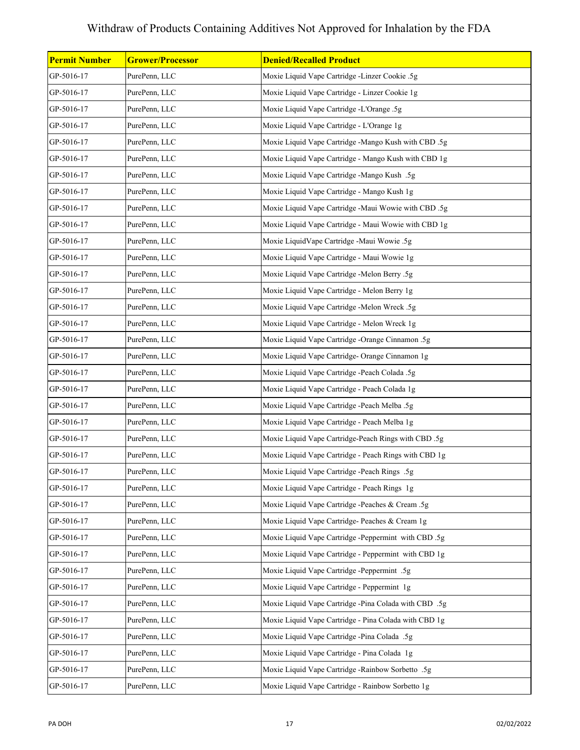# Withdraw of Products Containing Additives Not Approved for Inhalation by the FDA

| Permit Number | Grower/Processor | Denied/Recalled Product |
|---|---|---|
| GP-5016-17 | PurePenn, LLC | Moxie Liquid Vape Cartridge -Linzer Cookie .5g |
| GP-5016-17 | PurePenn, LLC | Moxie Liquid Vape Cartridge - Linzer Cookie 1g |
| GP-5016-17 | PurePenn, LLC | Moxie Liquid Vape Cartridge -L'Orange .5g |
| GP-5016-17 | PurePenn, LLC | Moxie Liquid Vape Cartridge - L'Orange 1g |
| GP-5016-17 | PurePenn, LLC | Moxie Liquid Vape Cartridge -Mango Kush with CBD .5g |
| GP-5016-17 | PurePenn, LLC | Moxie Liquid Vape Cartridge - Mango Kush with CBD 1g |
| GP-5016-17 | PurePenn, LLC | Moxie Liquid Vape Cartridge -Mango Kush .5g |
| GP-5016-17 | PurePenn, LLC | Moxie Liquid Vape Cartridge - Mango Kush 1g |
| GP-5016-17 | PurePenn, LLC | Moxie Liquid Vape Cartridge -Maui Wowie with CBD .5g |
| GP-5016-17 | PurePenn, LLC | Moxie Liquid Vape Cartridge - Maui Wowie with CBD 1g |
| GP-5016-17 | PurePenn, LLC | Moxie LiquidVape Cartridge -Maui Wowie .5g |
| GP-5016-17 | PurePenn, LLC | Moxie Liquid Vape Cartridge - Maui Wowie 1g |
| GP-5016-17 | PurePenn, LLC | Moxie Liquid Vape Cartridge -Melon Berry .5g |
| GP-5016-17 | PurePenn, LLC | Moxie Liquid Vape Cartridge - Melon Berry 1g |
| GP-5016-17 | PurePenn, LLC | Moxie Liquid Vape Cartridge -Melon Wreck .5g |
| GP-5016-17 | PurePenn, LLC | Moxie Liquid Vape Cartridge - Melon Wreck 1g |
| GP-5016-17 | PurePenn, LLC | Moxie Liquid Vape Cartridge -Orange Cinnamon .5g |
| GP-5016-17 | PurePenn, LLC | Moxie Liquid Vape Cartridge- Orange Cinnamon 1g |
| GP-5016-17 | PurePenn, LLC | Moxie Liquid Vape Cartridge -Peach Colada .5g |
| GP-5016-17 | PurePenn, LLC | Moxie Liquid Vape Cartridge - Peach Colada 1g |
| GP-5016-17 | PurePenn, LLC | Moxie Liquid Vape Cartridge -Peach Melba .5g |
| GP-5016-17 | PurePenn, LLC | Moxie Liquid Vape Cartridge - Peach Melba 1g |
| GP-5016-17 | PurePenn, LLC | Moxie Liquid Vape Cartridge-Peach Rings with CBD .5g |
| GP-5016-17 | PurePenn, LLC | Moxie Liquid Vape Cartridge - Peach Rings with CBD 1g |
| GP-5016-17 | PurePenn, LLC | Moxie Liquid Vape Cartridge -Peach Rings .5g |
| GP-5016-17 | PurePenn, LLC | Moxie Liquid Vape Cartridge - Peach Rings 1g |
| GP-5016-17 | PurePenn, LLC | Moxie Liquid Vape Cartridge -Peaches & Cream .5g |
| GP-5016-17 | PurePenn, LLC | Moxie Liquid Vape Cartridge- Peaches & Cream 1g |
| GP-5016-17 | PurePenn, LLC | Moxie Liquid Vape Cartridge -Peppermint with CBD .5g |
| GP-5016-17 | PurePenn, LLC | Moxie Liquid Vape Cartridge - Peppermint with CBD 1g |
| GP-5016-17 | PurePenn, LLC | Moxie Liquid Vape Cartridge -Peppermint .5g |
| GP-5016-17 | PurePenn, LLC | Moxie Liquid Vape Cartridge - Peppermint 1g |
| GP-5016-17 | PurePenn, LLC | Moxie Liquid Vape Cartridge -Pina Colada with CBD .5g |
| GP-5016-17 | PurePenn, LLC | Moxie Liquid Vape Cartridge - Pina Colada with CBD 1g |
| GP-5016-17 | PurePenn, LLC | Moxie Liquid Vape Cartridge -Pina Colada .5g |
| GP-5016-17 | PurePenn, LLC | Moxie Liquid Vape Cartridge - Pina Colada 1g |
| GP-5016-17 | PurePenn, LLC | Moxie Liquid Vape Cartridge -Rainbow Sorbetto .5g |
| GP-5016-17 | PurePenn, LLC | Moxie Liquid Vape Cartridge - Rainbow Sorbetto 1g |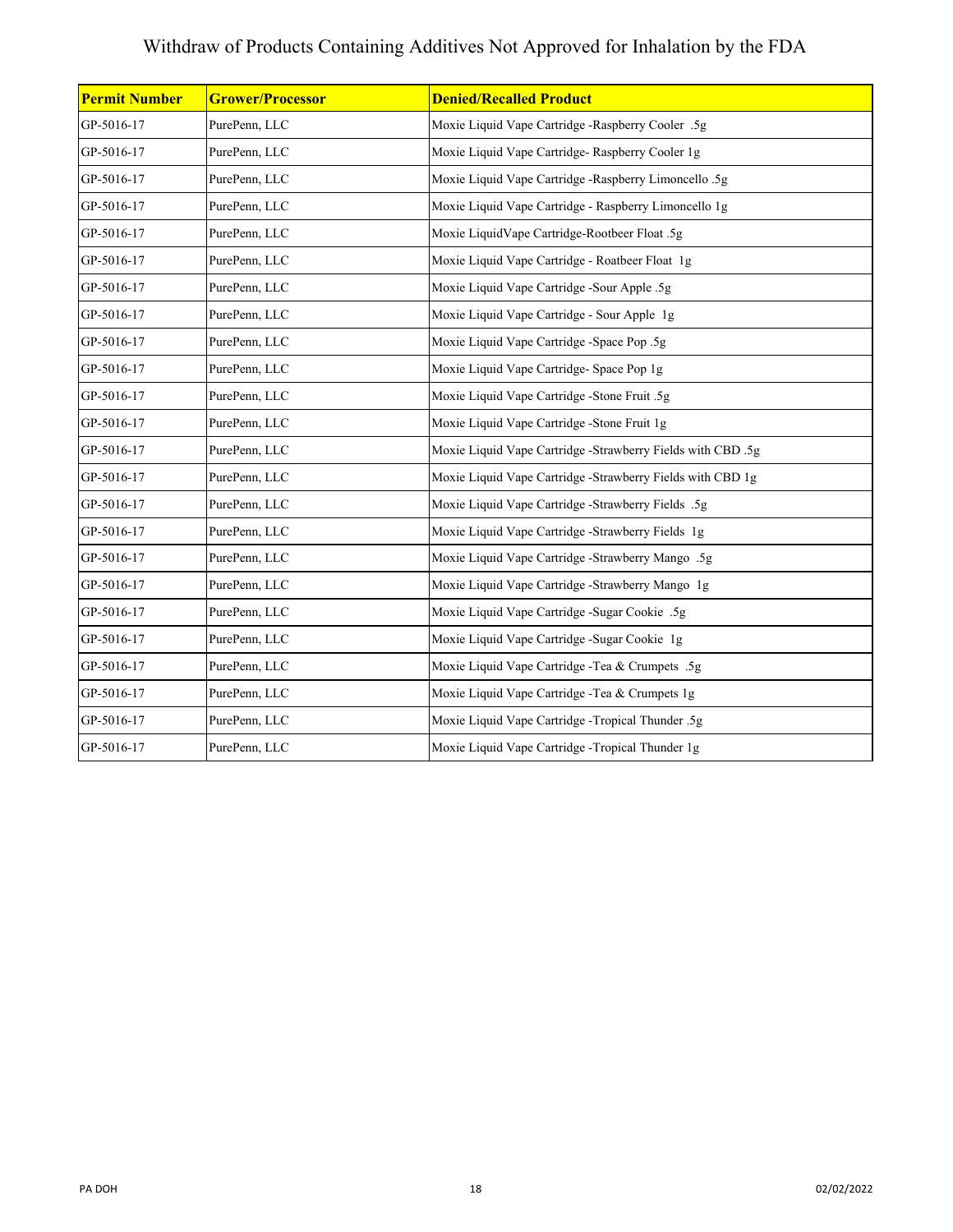# Withdraw of Products Containing Additives Not Approved for Inhalation by the FDA

| Permit Number | Grower/Processor | Denied/Recalled Product |
|---|---|---|
| GP-5016-17 | PurePenn, LLC | Moxie Liquid Vape Cartridge -Raspberry Cooler .5g |
| GP-5016-17 | PurePenn, LLC | Moxie Liquid Vape Cartridge- Raspberry Cooler 1g |
| GP-5016-17 | PurePenn, LLC | Moxie Liquid Vape Cartridge -Raspberry Limoncello .5g |
| GP-5016-17 | PurePenn, LLC | Moxie Liquid Vape Cartridge - Raspberry Limoncello 1g |
| GP-5016-17 | PurePenn, LLC | Moxie LiquidVape Cartridge-Rootbeer Float .5g |
| GP-5016-17 | PurePenn, LLC | Moxie Liquid Vape Cartridge - Roatbeer Float 1g |
| GP-5016-17 | PurePenn, LLC | Moxie Liquid Vape Cartridge -Sour Apple .5g |
| GP-5016-17 | PurePenn, LLC | Moxie Liquid Vape Cartridge - Sour Apple 1g |
| GP-5016-17 | PurePenn, LLC | Moxie Liquid Vape Cartridge -Space Pop .5g |
| GP-5016-17 | PurePenn, LLC | Moxie Liquid Vape Cartridge- Space Pop 1g |
| GP-5016-17 | PurePenn, LLC | Moxie Liquid Vape Cartridge -Stone Fruit .5g |
| GP-5016-17 | PurePenn, LLC | Moxie Liquid Vape Cartridge -Stone Fruit 1g |
| GP-5016-17 | PurePenn, LLC | Moxie Liquid Vape Cartridge -Strawberry Fields with CBD .5g |
| GP-5016-17 | PurePenn, LLC | Moxie Liquid Vape Cartridge -Strawberry Fields with CBD 1g |
| GP-5016-17 | PurePenn, LLC | Moxie Liquid Vape Cartridge -Strawberry Fields .5g |
| GP-5016-17 | PurePenn, LLC | Moxie Liquid Vape Cartridge -Strawberry Fields 1g |
| GP-5016-17 | PurePenn, LLC | Moxie Liquid Vape Cartridge -Strawberry Mango .5g |
| GP-5016-17 | PurePenn, LLC | Moxie Liquid Vape Cartridge -Strawberry Mango 1g |
| GP-5016-17 | PurePenn, LLC | Moxie Liquid Vape Cartridge -Sugar Cookie .5g |
| GP-5016-17 | PurePenn, LLC | Moxie Liquid Vape Cartridge -Sugar Cookie 1g |
| GP-5016-17 | PurePenn, LLC | Moxie Liquid Vape Cartridge -Tea & Crumpets .5g |
| GP-5016-17 | PurePenn, LLC | Moxie Liquid Vape Cartridge -Tea & Crumpets 1g |
| GP-5016-17 | PurePenn, LLC | Moxie Liquid Vape Cartridge -Tropical Thunder .5g |
| GP-5016-17 | PurePenn, LLC | Moxie Liquid Vape Cartridge -Tropical Thunder 1g |